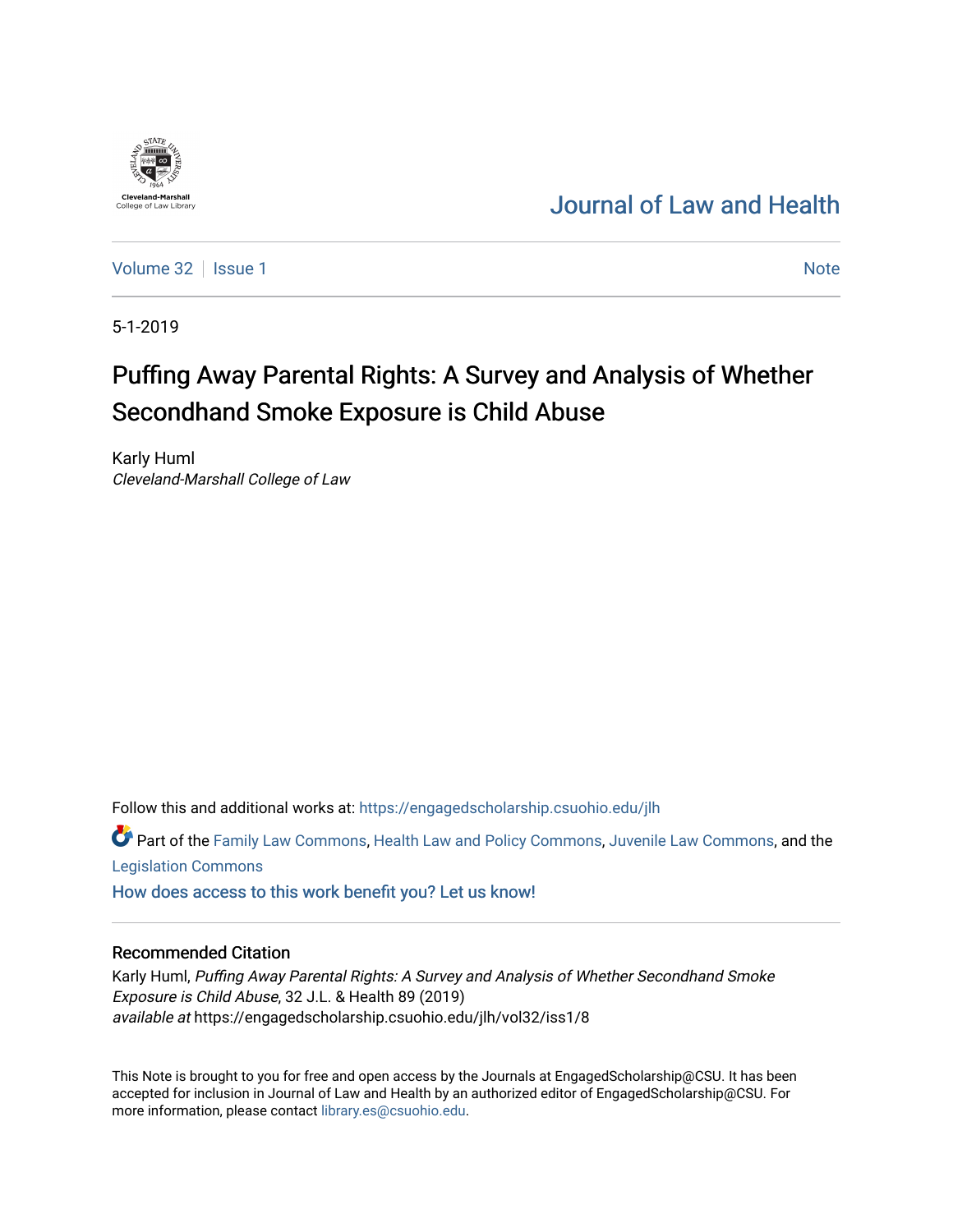Cleveland-Marshall College of Law Library

Journal of Law and Health

Volume 32 | Issue 1

Note

5-1-2019

# Puffing Away Parental Rights: A Survey and Analysis of Whether Secondhand Smoke Exposure is Child Abuse

Karly Huml
*Cleveland-Marshall College of Law*

Follow this and additional works at: https://engagedscholarship.csuohio.edu/jlh

Part of the Family Law Commons, Health Law and Policy Commons, Juvenile Law Commons, and the Legislation Commons

How does access to this work benefit you? Let us know!

## Recommended Citation

Karly Huml, *Puffing Away Parental Rights: A Survey and Analysis of Whether Secondhand Smoke Exposure is Child Abuse*, 32 J.L. & Health 89 (2019)
*available at* https://engagedscholarship.csuohio.edu/jlh/vol32/iss1/8

This Note is brought to you for free and open access by the Journals at EngagedScholarship@CSU. It has been accepted for inclusion in Journal of Law and Health by an authorized editor of EngagedScholarship@CSU. For more information, please contact library.es@csuohio.edu.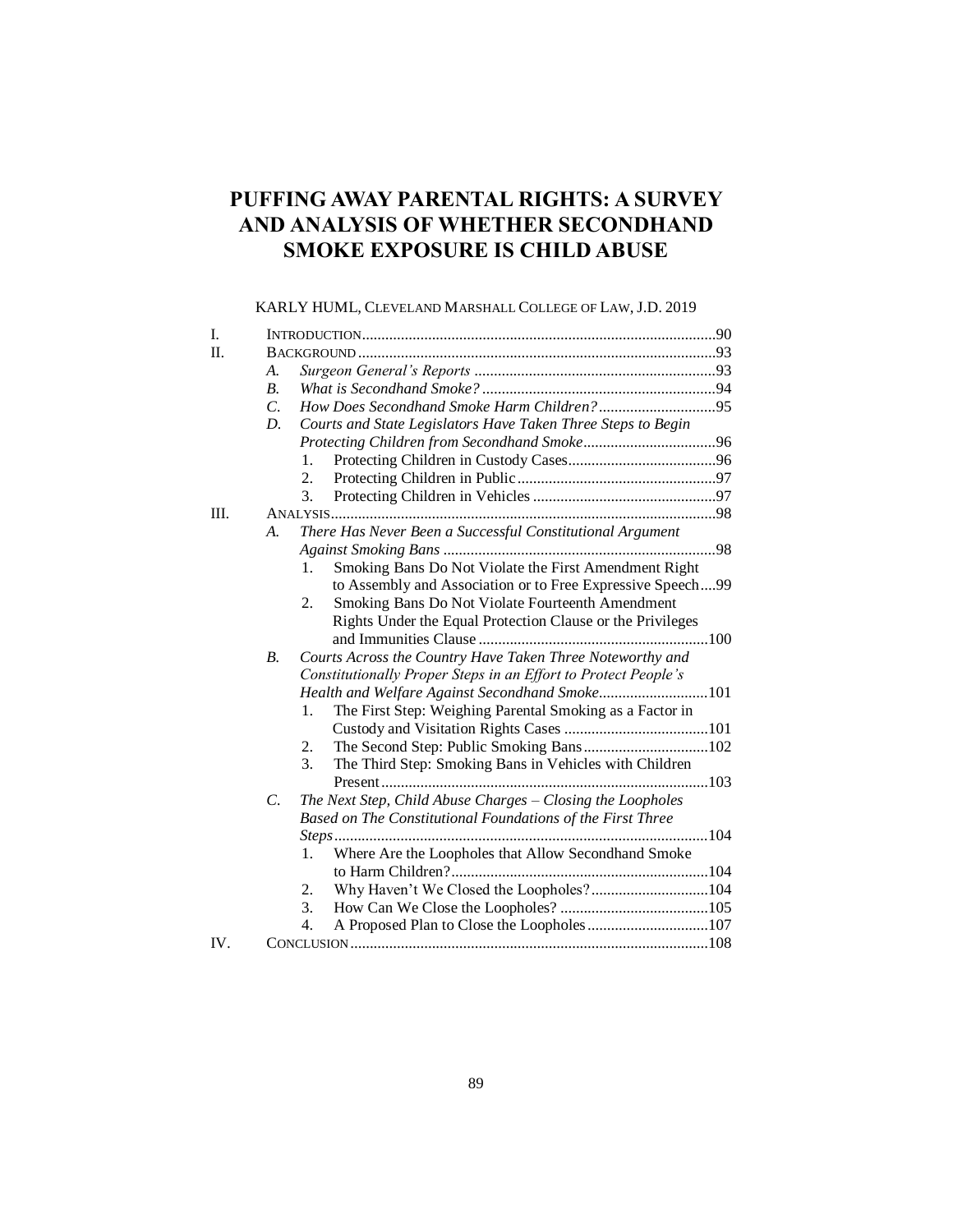# PUFFING AWAY PARENTAL RIGHTS: A SURVEY AND ANALYSIS OF WHETHER SECONDHAND SMOKE EXPOSURE IS CHILD ABUSE

KARLY HUML, CLEVELAND MARSHALL COLLEGE OF LAW, J.D. 2019

- I. INTRODUCTION .......... 90
- II. BACKGROUND .......... 93
  - A. *Surgeon General's Reports* .......... 93
  - B. *What is Secondhand Smoke?* .......... 94
  - C. *How Does Secondhand Smoke Harm Children?* .......... 95
  - D. *Courts and State Legislators Have Taken Three Steps to Begin Protecting Children from Secondhand Smoke* .......... 96
    1. Protecting Children in Custody Cases .......... 96
    2. Protecting Children in Public .......... 97
    3. Protecting Children in Vehicles .......... 97
- III. ANALYSIS .......... 98
  - A. *There Has Never Been a Successful Constitutional Argument Against Smoking Bans* .......... 98
    1. Smoking Bans Do Not Violate the First Amendment Right to Assembly and Association or to Free Expressive Speech .......... 99
    2. Smoking Bans Do Not Violate Fourteenth Amendment Rights Under the Equal Protection Clause or the Privileges and Immunities Clause .......... 100
  - B. *Courts Across the Country Have Taken Three Noteworthy and Constitutionally Proper Steps in an Effort to Protect People's Health and Welfare Against Secondhand Smoke* .......... 101
    1. The First Step: Weighing Parental Smoking as a Factor in Custody and Visitation Rights Cases .......... 101
    2. The Second Step: Public Smoking Bans .......... 102
    3. The Third Step: Smoking Bans in Vehicles with Children Present .......... 103
  - C. *The Next Step, Child Abuse Charges – Closing the Loopholes Based on The Constitutional Foundations of the First Three Steps* .......... 104
    1. Where Are the Loopholes that Allow Secondhand Smoke to Harm Children? .......... 104
    2. Why Haven't We Closed the Loopholes? .......... 104
    3. How Can We Close the Loopholes? .......... 105
    4. A Proposed Plan to Close the Loopholes .......... 107
- IV. CONCLUSION .......... 108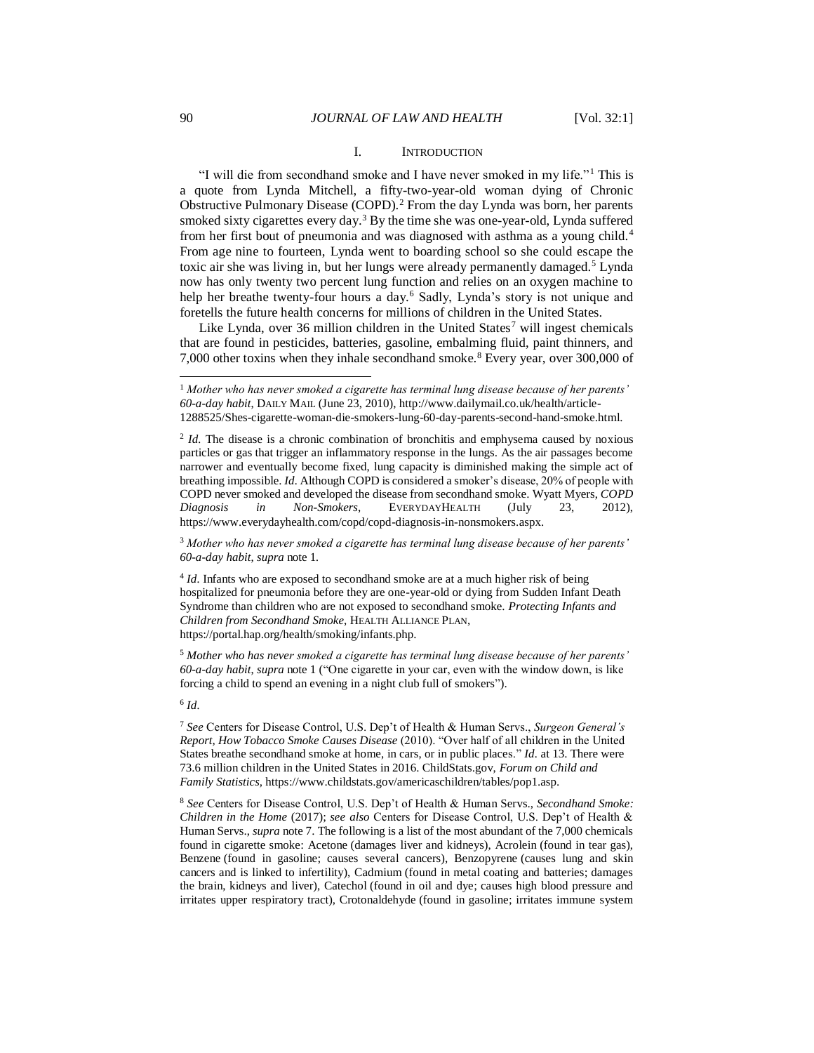## I. INTRODUCTION

"I will die from secondhand smoke and I have never smoked in my life."[1] This is a quote from Lynda Mitchell, a fifty-two-year-old woman dying of Chronic Obstructive Pulmonary Disease (COPD).[2] From the day Lynda was born, her parents smoked sixty cigarettes every day.[3] By the time she was one-year-old, Lynda suffered from her first bout of pneumonia and was diagnosed with asthma as a young child.[4] From age nine to fourteen, Lynda went to boarding school so she could escape the toxic air she was living in, but her lungs were already permanently damaged.[5] Lynda now has only twenty two percent lung function and relies on an oxygen machine to help her breathe twenty-four hours a day.[6] Sadly, Lynda's story is not unique and foretells the future health concerns for millions of children in the United States.

Like Lynda, over 36 million children in the United States[7] will ingest chemicals that are found in pesticides, batteries, gasoline, embalming fluid, paint thinners, and 7,000 other toxins when they inhale secondhand smoke.[8] Every year, over 300,000 of

---

[1] *Mother who has never smoked a cigarette has terminal lung disease because of her parents' 60-a-day habit*, DAILY MAIL (June 23, 2010), http://www.dailymail.co.uk/health/article-1288525/Shes-cigarette-woman-die-smokers-lung-60-day-parents-second-hand-smoke.html.

[2] *Id.* The disease is a chronic combination of bronchitis and emphysema caused by noxious particles or gas that trigger an inflammatory response in the lungs. As the air passages become narrower and eventually become fixed, lung capacity is diminished making the simple act of breathing impossible. *Id*. Although COPD is considered a smoker's disease, 20% of people with COPD never smoked and developed the disease from secondhand smoke. Wyatt Myers, *COPD Diagnosis in Non-Smokers*, EVERYDAYHEALTH (July 23, 2012), https://www.everydayhealth.com/copd/copd-diagnosis-in-nonsmokers.aspx.

[3] *Mother who has never smoked a cigarette has terminal lung disease because of her parents' 60-a-day habit*, *supra* note 1.

[4] *Id*. Infants who are exposed to secondhand smoke are at a much higher risk of being hospitalized for pneumonia before they are one-year-old or dying from Sudden Infant Death Syndrome than children who are not exposed to secondhand smoke. *Protecting Infants and Children from Secondhand Smoke*, HEALTH ALLIANCE PLAN, https://portal.hap.org/health/smoking/infants.php.

[5] *Mother who has never smoked a cigarette has terminal lung disease because of her parents' 60-a-day habit*, *supra* note 1 ("One cigarette in your car, even with the window down, is like forcing a child to spend an evening in a night club full of smokers").

[6] *Id*.

[7] *See* Centers for Disease Control, U.S. Dep't of Health & Human Servs., *Surgeon General's Report, How Tobacco Smoke Causes Disease* (2010). "Over half of all children in the United States breathe secondhand smoke at home, in cars, or in public places." *Id*. at 13. There were 73.6 million children in the United States in 2016. ChildStats.gov, *Forum on Child and Family Statistics*, https://www.childstats.gov/americaschildren/tables/pop1.asp.

[8] *See* Centers for Disease Control, U.S. Dep't of Health & Human Servs., *Secondhand Smoke: Children in the Home* (2017); *see also* Centers for Disease Control, U.S. Dep't of Health & Human Servs., *supra* note 7. The following is a list of the most abundant of the 7,000 chemicals found in cigarette smoke: Acetone (damages liver and kidneys), Acrolein (found in tear gas), Benzene (found in gasoline; causes several cancers), Benzopyrene (causes lung and skin cancers and is linked to infertility), Cadmium (found in metal coating and batteries; damages the brain, kidneys and liver), Catechol (found in oil and dye; causes high blood pressure and irritates upper respiratory tract), Crotonaldehyde (found in gasoline; irritates immune system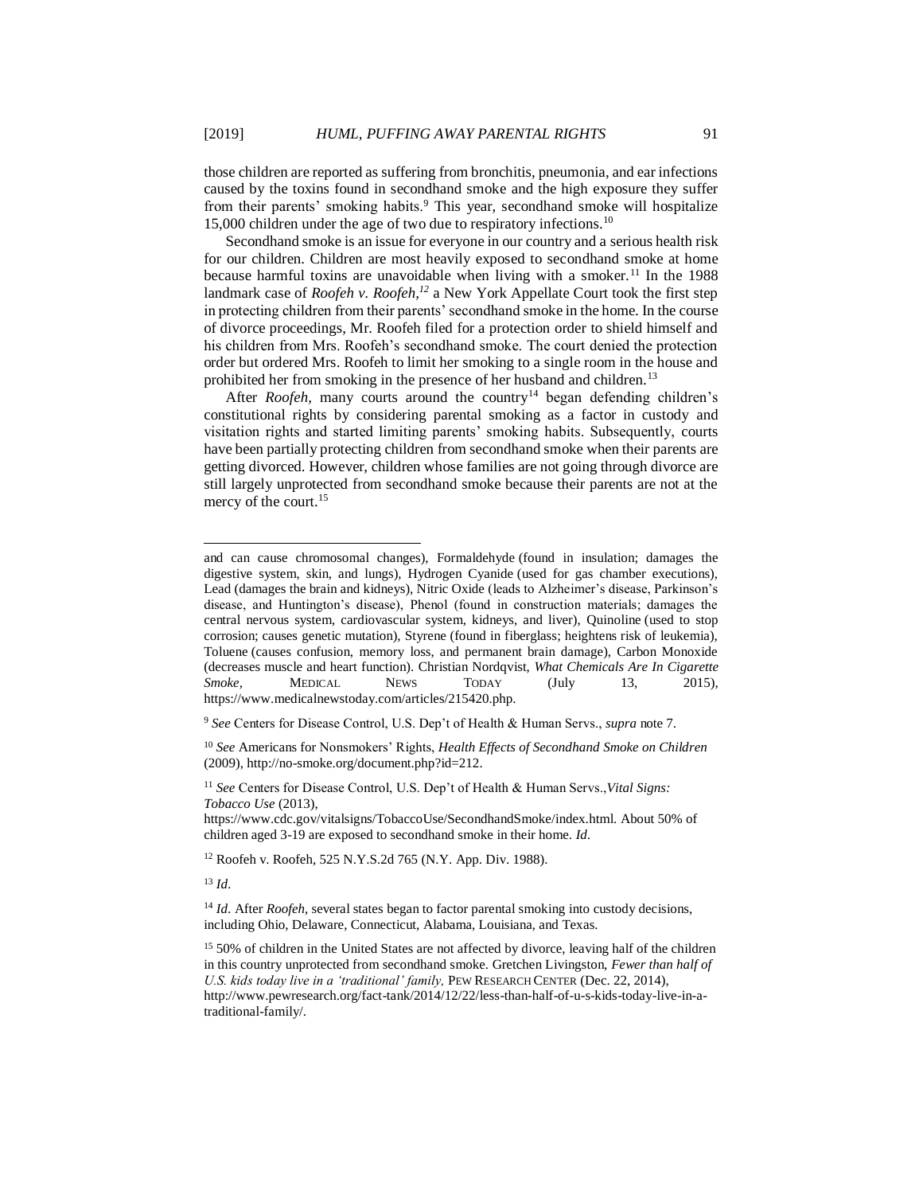those children are reported as suffering from bronchitis, pneumonia, and ear infections caused by the toxins found in secondhand smoke and the high exposure they suffer from their parents' smoking habits.[9] This year, secondhand smoke will hospitalize 15,000 children under the age of two due to respiratory infections.[10]

Secondhand smoke is an issue for everyone in our country and a serious health risk for our children. Children are most heavily exposed to secondhand smoke at home because harmful toxins are unavoidable when living with a smoker.[11] In the 1988 landmark case of *Roofeh v. Roofeh*,[12] a New York Appellate Court took the first step in protecting children from their parents' secondhand smoke in the home. In the course of divorce proceedings, Mr. Roofeh filed for a protection order to shield himself and his children from Mrs. Roofeh's secondhand smoke. The court denied the protection order but ordered Mrs. Roofeh to limit her smoking to a single room in the house and prohibited her from smoking in the presence of her husband and children.[13]

After *Roofeh*, many courts around the country[14] began defending children's constitutional rights by considering parental smoking as a factor in custody and visitation rights and started limiting parents' smoking habits. Subsequently, courts have been partially protecting children from secondhand smoke when their parents are getting divorced. However, children whose families are not going through divorce are still largely unprotected from secondhand smoke because their parents are not at the mercy of the court.[15]

---

and can cause chromosomal changes), Formaldehyde (found in insulation; damages the digestive system, skin, and lungs), Hydrogen Cyanide (used for gas chamber executions), Lead (damages the brain and kidneys), Nitric Oxide (leads to Alzheimer's disease, Parkinson's disease, and Huntington's disease), Phenol (found in construction materials; damages the central nervous system, cardiovascular system, kidneys, and liver), Quinoline (used to stop corrosion; causes genetic mutation), Styrene (found in fiberglass; heightens risk of leukemia), Toluene (causes confusion, memory loss, and permanent brain damage), Carbon Monoxide (decreases muscle and heart function). Christian Nordqvist, *What Chemicals Are In Cigarette Smoke*, MEDICAL NEWS TODAY (July 13, 2015), https://www.medicalnewstoday.com/articles/215420.php.

[9] *See* Centers for Disease Control, U.S. Dep't of Health & Human Servs., *supra* note 7.

[10] *See* Americans for Nonsmokers' Rights, *Health Effects of Secondhand Smoke on Children* (2009), http://no-smoke.org/document.php?id=212.

[11] *See* Centers for Disease Control, U.S. Dep't of Health & Human Servs., *Vital Signs: Tobacco Use* (2013), https://www.cdc.gov/vitalsigns/TobaccoUse/SecondhandSmoke/index.html. About 50% of children aged 3-19 are exposed to secondhand smoke in their home. *Id*.

[12] Roofeh v. Roofeh, 525 N.Y.S.2d 765 (N.Y. App. Div. 1988).

[13] *Id*.

[14] *Id*. After *Roofeh*, several states began to factor parental smoking into custody decisions, including Ohio, Delaware, Connecticut, Alabama, Louisiana, and Texas.

[15] 50% of children in the United States are not affected by divorce, leaving half of the children in this country unprotected from secondhand smoke. Gretchen Livingston, *Fewer than half of U.S. kids today live in a 'traditional' family,* PEW RESEARCH CENTER (Dec. 22, 2014), http://www.pewresearch.org/fact-tank/2014/12/22/less-than-half-of-u-s-kids-today-live-in-a-traditional-family/.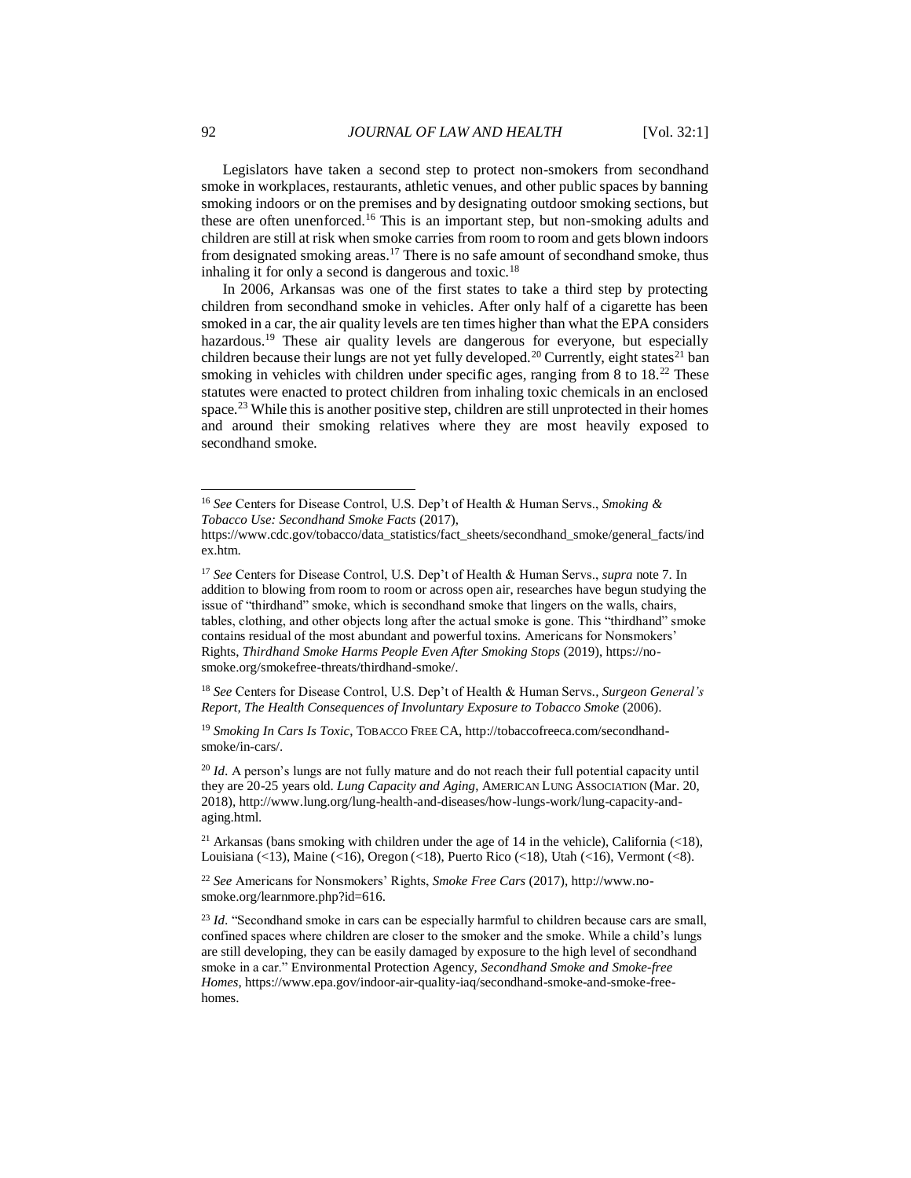Legislators have taken a second step to protect non-smokers from secondhand smoke in workplaces, restaurants, athletic venues, and other public spaces by banning smoking indoors or on the premises and by designating outdoor smoking sections, but these are often unenforced.[16] This is an important step, but non-smoking adults and children are still at risk when smoke carries from room to room and gets blown indoors from designated smoking areas.[17] There is no safe amount of secondhand smoke, thus inhaling it for only a second is dangerous and toxic.[18]

In 2006, Arkansas was one of the first states to take a third step by protecting children from secondhand smoke in vehicles. After only half of a cigarette has been smoked in a car, the air quality levels are ten times higher than what the EPA considers hazardous.[19] These air quality levels are dangerous for everyone, but especially children because their lungs are not yet fully developed.[20] Currently, eight states[21] ban smoking in vehicles with children under specific ages, ranging from 8 to 18.[22] These statutes were enacted to protect children from inhaling toxic chemicals in an enclosed space.[23] While this is another positive step, children are still unprotected in their homes and around their smoking relatives where they are most heavily exposed to secondhand smoke.

---

[16] *See* Centers for Disease Control, U.S. Dep't of Health & Human Servs., *Smoking & Tobacco Use: Secondhand Smoke Facts* (2017), https://www.cdc.gov/tobacco/data_statistics/fact_sheets/secondhand_smoke/general_facts/index.htm.

[17] *See* Centers for Disease Control, U.S. Dep't of Health & Human Servs., *supra* note 7. In addition to blowing from room to room or across open air, researches have begun studying the issue of "thirdhand" smoke, which is secondhand smoke that lingers on the walls, chairs, tables, clothing, and other objects long after the actual smoke is gone. This "thirdhand" smoke contains residual of the most abundant and powerful toxins. Americans for Nonsmokers' Rights, *Thirdhand Smoke Harms People Even After Smoking Stops* (2019), https://no-smoke.org/smokefree-threats/thirdhand-smoke/.

[18] *See* Centers for Disease Control, U.S. Dep't of Health & Human Servs., *Surgeon General's Report, The Health Consequences of Involuntary Exposure to Tobacco Smoke* (2006).

[19] *Smoking In Cars Is Toxic*, TOBACCO FREE CA, http://tobaccofreeca.com/secondhand-smoke/in-cars/.

[20] *Id*. A person's lungs are not fully mature and do not reach their full potential capacity until they are 20-25 years old. *Lung Capacity and Aging*, AMERICAN LUNG ASSOCIATION (Mar. 20, 2018), http://www.lung.org/lung-health-and-diseases/how-lungs-work/lung-capacity-and-aging.html.

[21] Arkansas (bans smoking with children under the age of 14 in the vehicle), California (<18), Louisiana (<13), Maine (<16), Oregon (<18), Puerto Rico (<18), Utah (<16), Vermont (<8).

[22] *See* Americans for Nonsmokers' Rights, *Smoke Free Cars* (2017), http://www.no-smoke.org/learnmore.php?id=616.

[23] *Id*. "Secondhand smoke in cars can be especially harmful to children because cars are small, confined spaces where children are closer to the smoker and the smoke. While a child's lungs are still developing, they can be easily damaged by exposure to the high level of secondhand smoke in a car." Environmental Protection Agency, *Secondhand Smoke and Smoke-free Homes*, https://www.epa.gov/indoor-air-quality-iaq/secondhand-smoke-and-smoke-free-homes.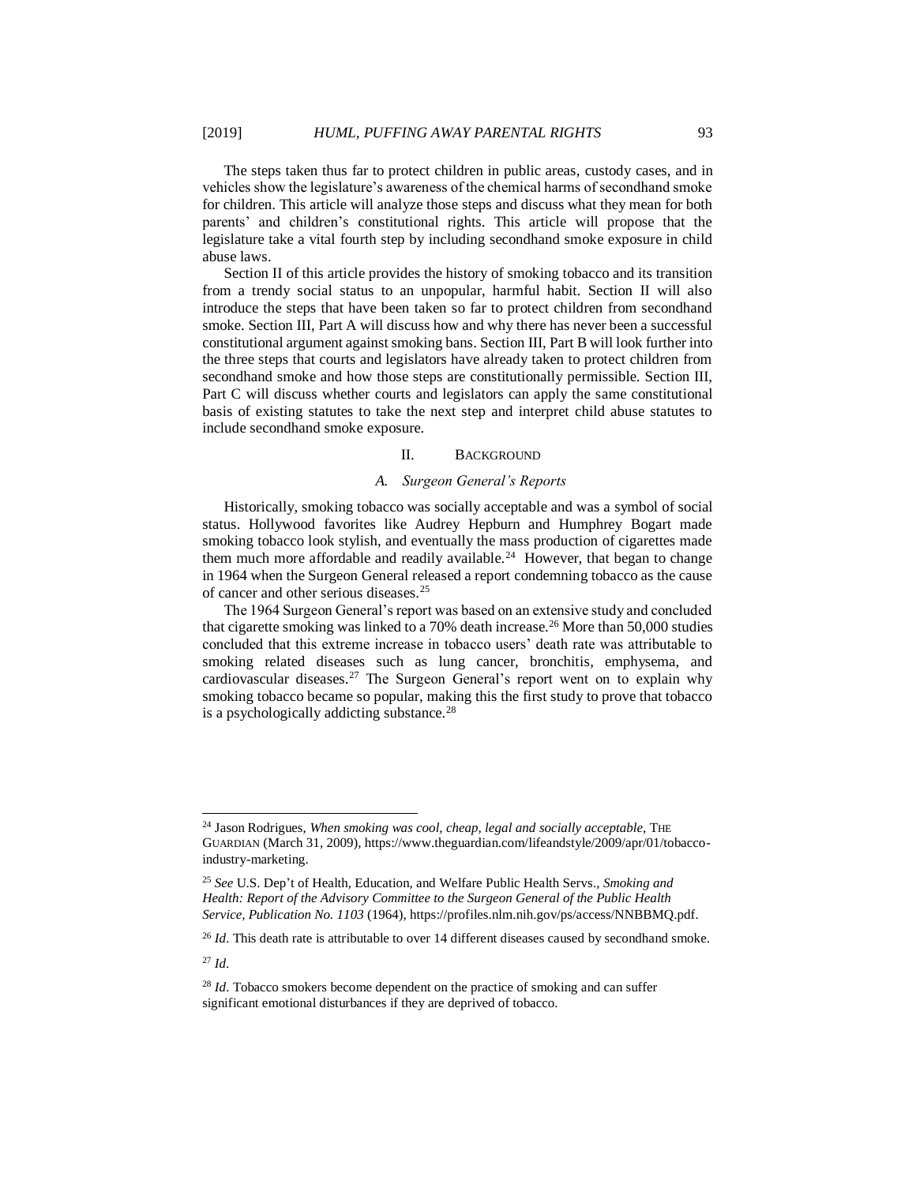The steps taken thus far to protect children in public areas, custody cases, and in vehicles show the legislature's awareness of the chemical harms of secondhand smoke for children. This article will analyze those steps and discuss what they mean for both parents' and children's constitutional rights. This article will propose that the legislature take a vital fourth step by including secondhand smoke exposure in child abuse laws.

Section II of this article provides the history of smoking tobacco and its transition from a trendy social status to an unpopular, harmful habit. Section II will also introduce the steps that have been taken so far to protect children from secondhand smoke. Section III, Part A will discuss how and why there has never been a successful constitutional argument against smoking bans. Section III, Part B will look further into the three steps that courts and legislators have already taken to protect children from secondhand smoke and how those steps are constitutionally permissible. Section III, Part C will discuss whether courts and legislators can apply the same constitutional basis of existing statutes to take the next step and interpret child abuse statutes to include secondhand smoke exposure.

## II. Background

### A. *Surgeon General's Reports*

Historically, smoking tobacco was socially acceptable and was a symbol of social status. Hollywood favorites like Audrey Hepburn and Humphrey Bogart made smoking tobacco look stylish, and eventually the mass production of cigarettes made them much more affordable and readily available.[24] However, that began to change in 1964 when the Surgeon General released a report condemning tobacco as the cause of cancer and other serious diseases.[25]

The 1964 Surgeon General's report was based on an extensive study and concluded that cigarette smoking was linked to a 70% death increase.[26] More than 50,000 studies concluded that this extreme increase in tobacco users' death rate was attributable to smoking related diseases such as lung cancer, bronchitis, emphysema, and cardiovascular diseases.[27] The Surgeon General's report went on to explain why smoking tobacco became so popular, making this the first study to prove that tobacco is a psychologically addicting substance.[28]

---

[24] Jason Rodrigues, *When smoking was cool, cheap, legal and socially acceptable*, THE GUARDIAN (March 31, 2009), https://www.theguardian.com/lifeandstyle/2009/apr/01/tobacco-industry-marketing.

[25] *See* U.S. Dep't of Health, Education, and Welfare Public Health Servs., *Smoking and Health: Report of the Advisory Committee to the Surgeon General of the Public Health Service, Publication No. 1103* (1964), https://profiles.nlm.nih.gov/ps/access/NNBBMQ.pdf.

[26] *Id*. This death rate is attributable to over 14 different diseases caused by secondhand smoke.

[27] *Id*.

[28] *Id*. Tobacco smokers become dependent on the practice of smoking and can suffer significant emotional disturbances if they are deprived of tobacco.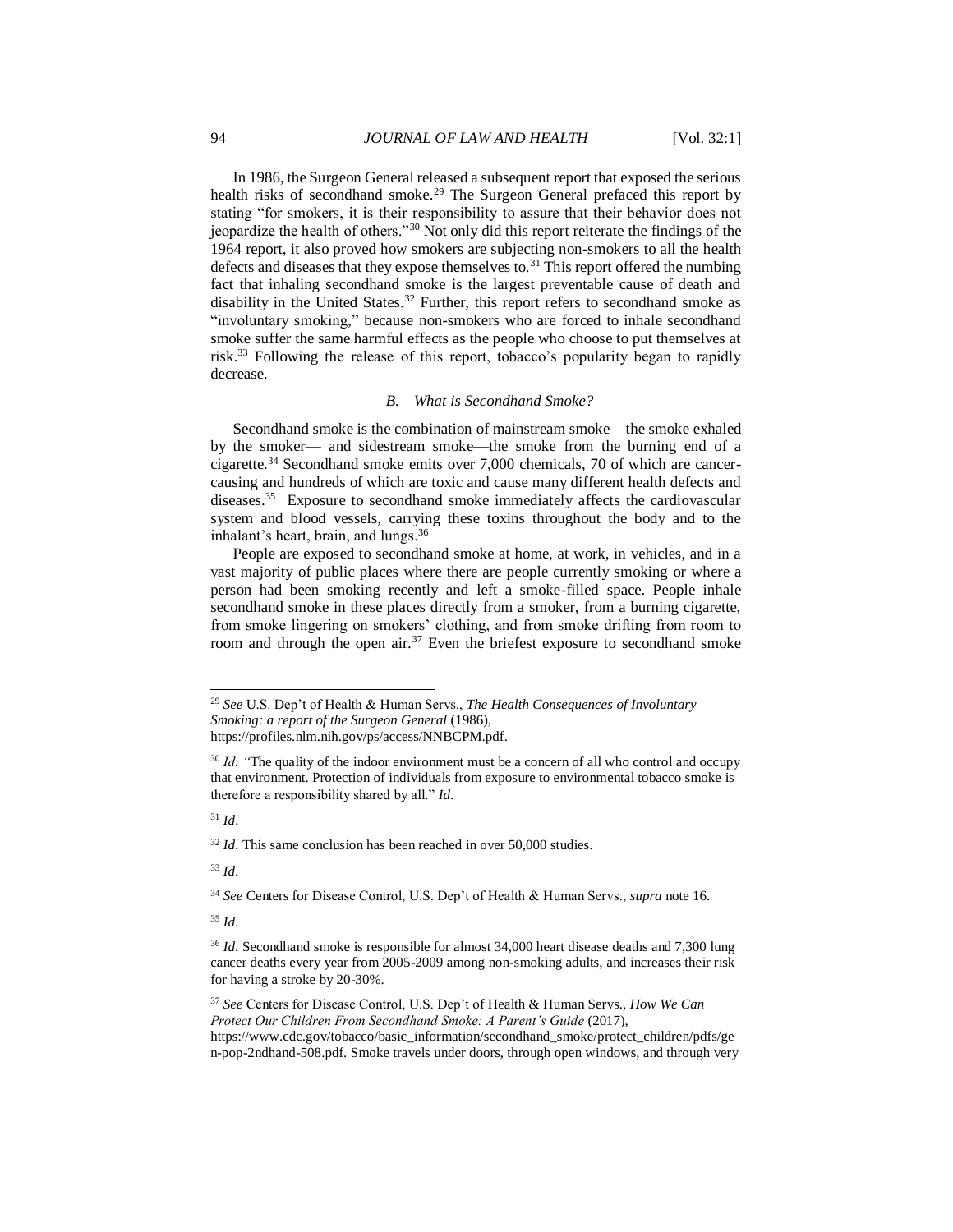In 1986, the Surgeon General released a subsequent report that exposed the serious health risks of secondhand smoke.[29] The Surgeon General prefaced this report by stating "for smokers, it is their responsibility to assure that their behavior does not jeopardize the health of others."[30] Not only did this report reiterate the findings of the 1964 report, it also proved how smokers are subjecting non-smokers to all the health defects and diseases that they expose themselves to.[31] This report offered the numbing fact that inhaling secondhand smoke is the largest preventable cause of death and disability in the United States.[32] Further, this report refers to secondhand smoke as "involuntary smoking," because non-smokers who are forced to inhale secondhand smoke suffer the same harmful effects as the people who choose to put themselves at risk.[33] Following the release of this report, tobacco's popularity began to rapidly decrease.

### *B. What is Secondhand Smoke?*

Secondhand smoke is the combination of mainstream smoke—the smoke exhaled by the smoker— and sidestream smoke—the smoke from the burning end of a cigarette.[34] Secondhand smoke emits over 7,000 chemicals, 70 of which are cancer-causing and hundreds of which are toxic and cause many different health defects and diseases.[35] Exposure to secondhand smoke immediately affects the cardiovascular system and blood vessels, carrying these toxins throughout the body and to the inhalant's heart, brain, and lungs.[36]

People are exposed to secondhand smoke at home, at work, in vehicles, and in a vast majority of public places where there are people currently smoking or where a person had been smoking recently and left a smoke-filled space. People inhale secondhand smoke in these places directly from a smoker, from a burning cigarette, from smoke lingering on smokers' clothing, and from smoke drifting from room to room and through the open air.[37] Even the briefest exposure to secondhand smoke

---

[29] *See* U.S. Dep't of Health & Human Servs., *The Health Consequences of Involuntary Smoking: a report of the Surgeon General* (1986), https://profiles.nlm.nih.gov/ps/access/NNBCPM.pdf.

[30] *Id.* "The quality of the indoor environment must be a concern of all who control and occupy that environment. Protection of individuals from exposure to environmental tobacco smoke is therefore a responsibility shared by all." *Id.*

[31] *Id.*

[32] *Id.* This same conclusion has been reached in over 50,000 studies.

[33] *Id.*

[34] *See* Centers for Disease Control, U.S. Dep't of Health & Human Servs., *supra* note 16.

[35] *Id.*

[36] *Id.* Secondhand smoke is responsible for almost 34,000 heart disease deaths and 7,300 lung cancer deaths every year from 2005-2009 among non-smoking adults, and increases their risk for having a stroke by 20-30%.

[37] *See* Centers for Disease Control, U.S. Dep't of Health & Human Servs., *How We Can Protect Our Children From Secondhand Smoke: A Parent's Guide* (2017), https://www.cdc.gov/tobacco/basic_information/secondhand_smoke/protect_children/pdfs/gen-pop-2ndhand-508.pdf. Smoke travels under doors, through open windows, and through very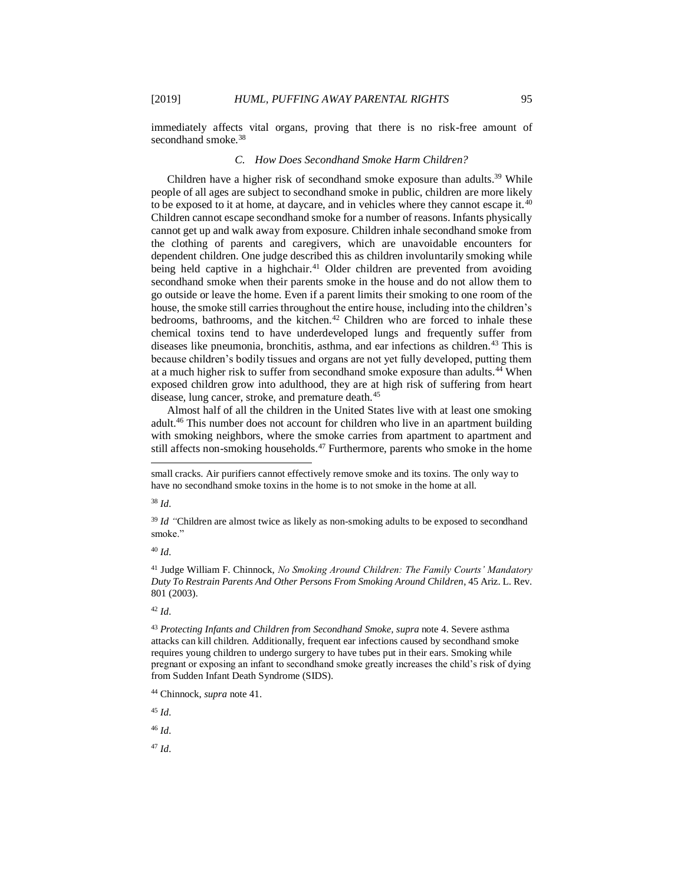immediately affects vital organs, proving that there is no risk-free amount of secondhand smoke.[38]

### *C. How Does Secondhand Smoke Harm Children?*

Children have a higher risk of secondhand smoke exposure than adults.[39] While people of all ages are subject to secondhand smoke in public, children are more likely to be exposed to it at home, at daycare, and in vehicles where they cannot escape it.[40] Children cannot escape secondhand smoke for a number of reasons. Infants physically cannot get up and walk away from exposure. Children inhale secondhand smoke from the clothing of parents and caregivers, which are unavoidable encounters for dependent children. One judge described this as children involuntarily smoking while being held captive in a highchair.[41] Older children are prevented from avoiding secondhand smoke when their parents smoke in the house and do not allow them to go outside or leave the home. Even if a parent limits their smoking to one room of the house, the smoke still carries throughout the entire house, including into the children's bedrooms, bathrooms, and the kitchen.[42] Children who are forced to inhale these chemical toxins tend to have underdeveloped lungs and frequently suffer from diseases like pneumonia, bronchitis, asthma, and ear infections as children.[43] This is because children's bodily tissues and organs are not yet fully developed, putting them at a much higher risk to suffer from secondhand smoke exposure than adults.[44] When exposed children grow into adulthood, they are at high risk of suffering from heart disease, lung cancer, stroke, and premature death.[45]

Almost half of all the children in the United States live with at least one smoking adult.[46] This number does not account for children who live in an apartment building with smoking neighbors, where the smoke carries from apartment to apartment and still affects non-smoking households.[47] Furthermore, parents who smoke in the home

---

small cracks. Air purifiers cannot effectively remove smoke and its toxins. The only way to have no secondhand smoke toxins in the home is to not smoke in the home at all.

[38] *Id.*

[39] *Id* "Children are almost twice as likely as non-smoking adults to be exposed to secondhand smoke."

[40] *Id.*

[41] Judge William F. Chinnock, *No Smoking Around Children: The Family Courts' Mandatory Duty To Restrain Parents And Other Persons From Smoking Around Children*, 45 Ariz. L. Rev. 801 (2003).

[42] *Id.*

[43] *Protecting Infants and Children from Secondhand Smoke, supra* note 4. Severe asthma attacks can kill children. Additionally, frequent ear infections caused by secondhand smoke requires young children to undergo surgery to have tubes put in their ears. Smoking while pregnant or exposing an infant to secondhand smoke greatly increases the child's risk of dying from Sudden Infant Death Syndrome (SIDS).

[44] Chinnock, *supra* note 41.

[45] *Id.*

[46] *Id.*

[47] *Id.*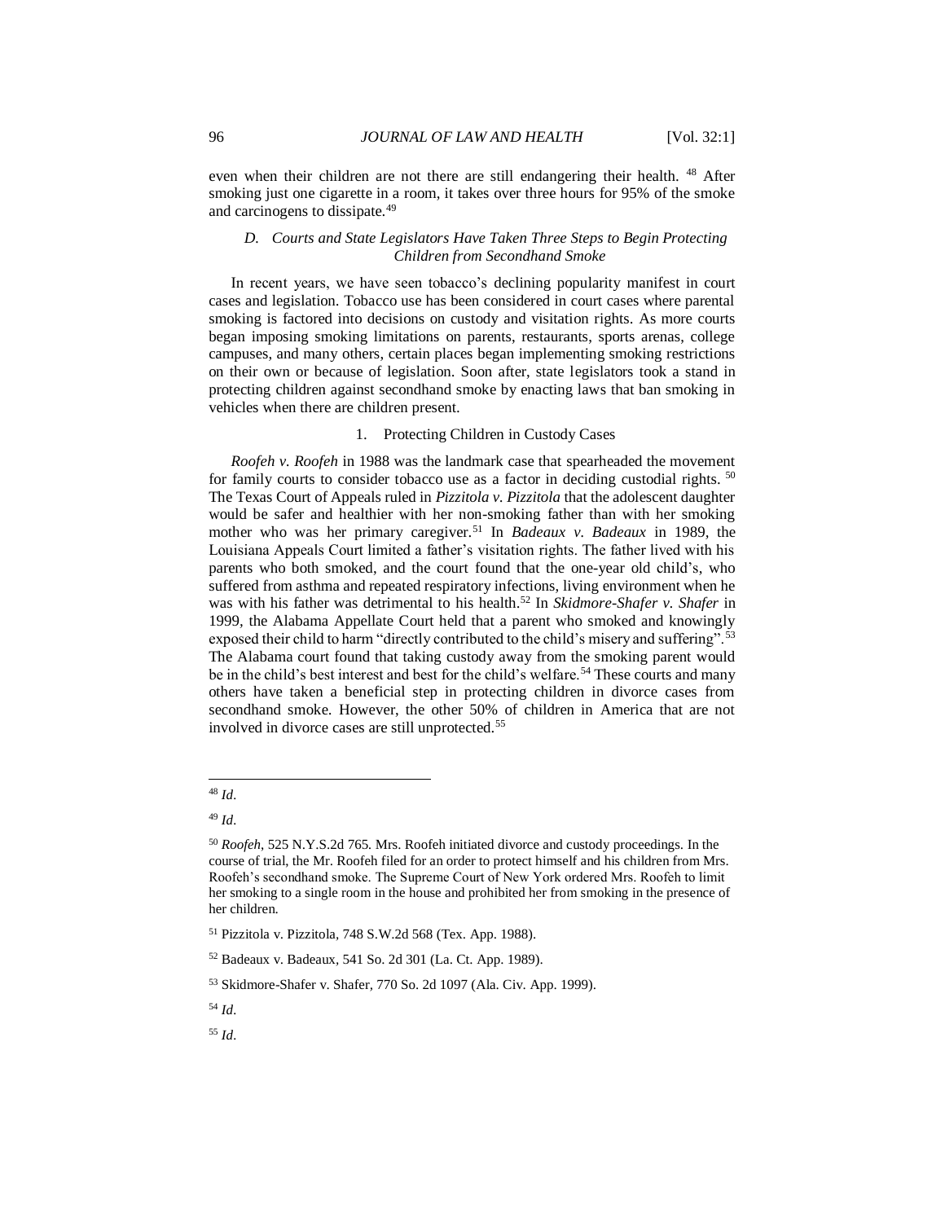even when their children are not there are still endangering their health. [48] After smoking just one cigarette in a room, it takes over three hours for 95% of the smoke and carcinogens to dissipate.[49]

### *D. Courts and State Legislators Have Taken Three Steps to Begin Protecting Children from Secondhand Smoke*

In recent years, we have seen tobacco's declining popularity manifest in court cases and legislation. Tobacco use has been considered in court cases where parental smoking is factored into decisions on custody and visitation rights. As more courts began imposing smoking limitations on parents, restaurants, sports arenas, college campuses, and many others, certain places began implementing smoking restrictions on their own or because of legislation. Soon after, state legislators took a stand in protecting children against secondhand smoke by enacting laws that ban smoking in vehicles when there are children present.

#### 1. Protecting Children in Custody Cases

*Roofeh v. Roofeh* in 1988 was the landmark case that spearheaded the movement for family courts to consider tobacco use as a factor in deciding custodial rights. [50] The Texas Court of Appeals ruled in *Pizzitola v. Pizzitola* that the adolescent daughter would be safer and healthier with her non-smoking father than with her smoking mother who was her primary caregiver.[51] In *Badeaux v. Badeaux* in 1989, the Louisiana Appeals Court limited a father's visitation rights. The father lived with his parents who both smoked, and the court found that the one-year old child's, who suffered from asthma and repeated respiratory infections, living environment when he was with his father was detrimental to his health.[52] In *Skidmore-Shafer v. Shafer* in 1999, the Alabama Appellate Court held that a parent who smoked and knowingly exposed their child to harm "directly contributed to the child's misery and suffering".[53] The Alabama court found that taking custody away from the smoking parent would be in the child's best interest and best for the child's welfare.[54] These courts and many others have taken a beneficial step in protecting children in divorce cases from secondhand smoke. However, the other 50% of children in America that are not involved in divorce cases are still unprotected.[55]

---

[48] *Id*.

[49] *Id*.

[50] *Roofeh*, 525 N.Y.S.2d 765. Mrs. Roofeh initiated divorce and custody proceedings. In the course of trial, the Mr. Roofeh filed for an order to protect himself and his children from Mrs. Roofeh's secondhand smoke. The Supreme Court of New York ordered Mrs. Roofeh to limit her smoking to a single room in the house and prohibited her from smoking in the presence of her children.

[51] Pizzitola v. Pizzitola, 748 S.W.2d 568 (Tex. App. 1988).

[52] Badeaux v. Badeaux, 541 So. 2d 301 (La. Ct. App. 1989).

[53] Skidmore-Shafer v. Shafer, 770 So. 2d 1097 (Ala. Civ. App. 1999).

[54] *Id*.

[55] *Id*.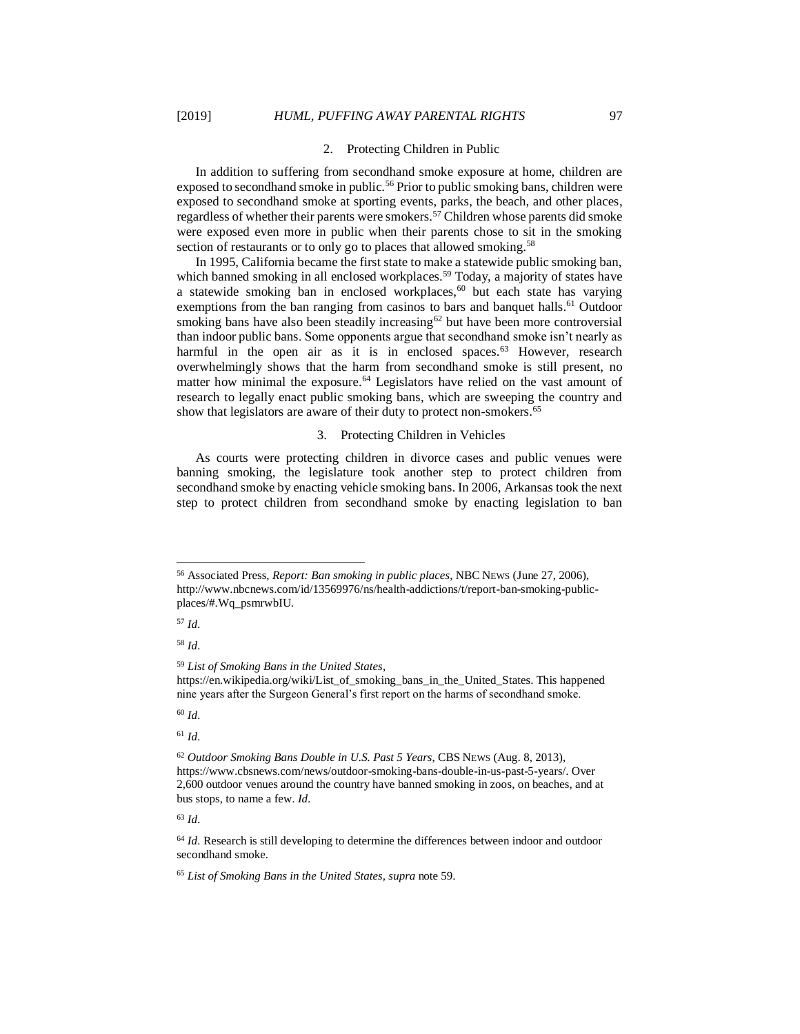### 2. Protecting Children in Public

In addition to suffering from secondhand smoke exposure at home, children are exposed to secondhand smoke in public.[56] Prior to public smoking bans, children were exposed to secondhand smoke at sporting events, parks, the beach, and other places, regardless of whether their parents were smokers.[57] Children whose parents did smoke were exposed even more in public when their parents chose to sit in the smoking section of restaurants or to only go to places that allowed smoking.[58]

In 1995, California became the first state to make a statewide public smoking ban, which banned smoking in all enclosed workplaces.[59] Today, a majority of states have a statewide smoking ban in enclosed workplaces,[60] but each state has varying exemptions from the ban ranging from casinos to bars and banquet halls.[61] Outdoor smoking bans have also been steadily increasing[62] but have been more controversial than indoor public bans. Some opponents argue that secondhand smoke isn't nearly as harmful in the open air as it is in enclosed spaces.[63] However, research overwhelmingly shows that the harm from secondhand smoke is still present, no matter how minimal the exposure.[64] Legislators have relied on the vast amount of research to legally enact public smoking bans, which are sweeping the country and show that legislators are aware of their duty to protect non-smokers.[65]

### 3. Protecting Children in Vehicles

As courts were protecting children in divorce cases and public venues were banning smoking, the legislature took another step to protect children from secondhand smoke by enacting vehicle smoking bans. In 2006, Arkansas took the next step to protect children from secondhand smoke by enacting legislation to ban

---

[56] Associated Press, *Report: Ban smoking in public places*, NBC NEWS (June 27, 2006), http://www.nbcnews.com/id/13569976/ns/health-addictions/t/report-ban-smoking-public-places/#.Wq_psmrwbIU.

[57] *Id*.

[58] *Id*.

[59] *List of Smoking Bans in the United States*, https://en.wikipedia.org/wiki/List_of_smoking_bans_in_the_United_States. This happened nine years after the Surgeon General's first report on the harms of secondhand smoke.

[60] *Id*.

[61] *Id*.

[62] *Outdoor Smoking Bans Double in U.S. Past 5 Years*, CBS NEWS (Aug. 8, 2013), https://www.cbsnews.com/news/outdoor-smoking-bans-double-in-us-past-5-years/. Over 2,600 outdoor venues around the country have banned smoking in zoos, on beaches, and at bus stops, to name a few. *Id*.

[63] *Id*.

[64] *Id*. Research is still developing to determine the differences between indoor and outdoor secondhand smoke.

[65] *List of Smoking Bans in the United States*, *supra* note 59.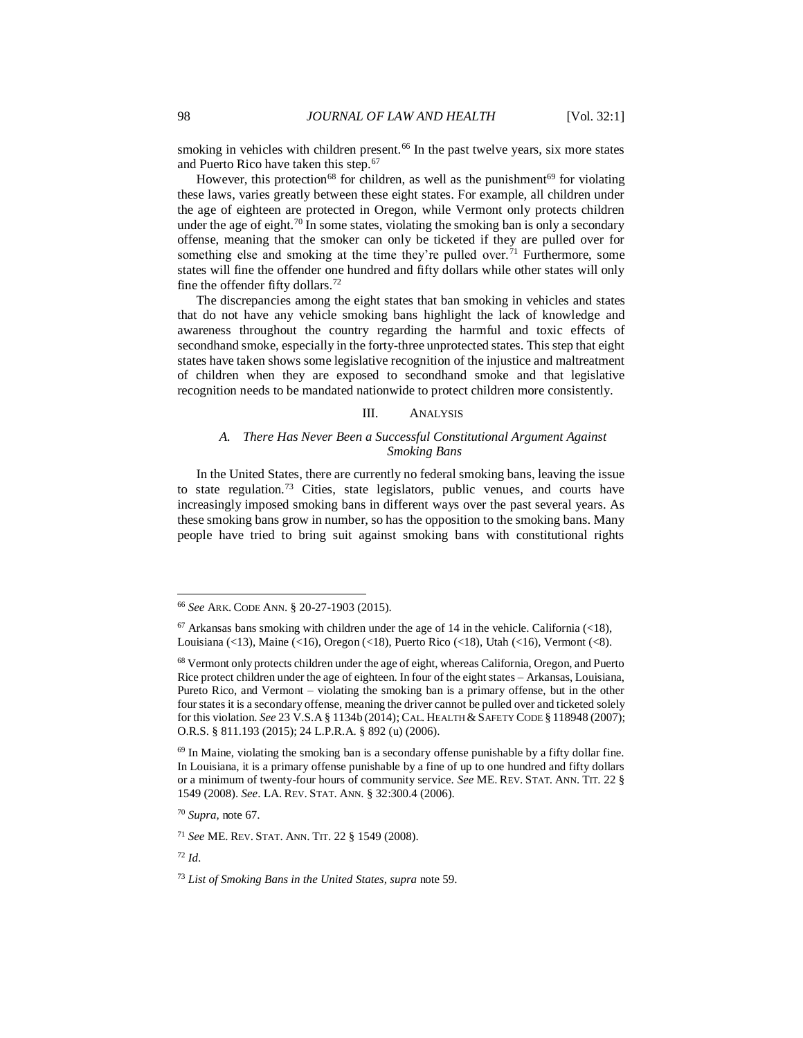smoking in vehicles with children present.[66] In the past twelve years, six more states and Puerto Rico have taken this step.[67]

However, this protection[68] for children, as well as the punishment[69] for violating these laws, varies greatly between these eight states. For example, all children under the age of eighteen are protected in Oregon, while Vermont only protects children under the age of eight.[70] In some states, violating the smoking ban is only a secondary offense, meaning that the smoker can only be ticketed if they are pulled over for something else and smoking at the time they're pulled over.[71] Furthermore, some states will fine the offender one hundred and fifty dollars while other states will only fine the offender fifty dollars.[72]

The discrepancies among the eight states that ban smoking in vehicles and states that do not have any vehicle smoking bans highlight the lack of knowledge and awareness throughout the country regarding the harmful and toxic effects of secondhand smoke, especially in the forty-three unprotected states. This step that eight states have taken shows some legislative recognition of the injustice and maltreatment of children when they are exposed to secondhand smoke and that legislative recognition needs to be mandated nationwide to protect children more consistently.

## III. ANALYSIS

### *A. There Has Never Been a Successful Constitutional Argument Against Smoking Bans*

In the United States, there are currently no federal smoking bans, leaving the issue to state regulation.[73] Cities, state legislators, public venues, and courts have increasingly imposed smoking bans in different ways over the past several years. As these smoking bans grow in number, so has the opposition to the smoking bans. Many people have tried to bring suit against smoking bans with constitutional rights

---

[66] *See* ARK. CODE ANN. § 20-27-1903 (2015).

[67] Arkansas bans smoking with children under the age of 14 in the vehicle. California (<18), Louisiana (<13), Maine (<16), Oregon (<18), Puerto Rico (<18), Utah (<16), Vermont (<8).

[68] Vermont only protects children under the age of eight, whereas California, Oregon, and Puerto Rice protect children under the age of eighteen. In four of the eight states – Arkansas, Louisiana, Pureto Rico, and Vermont – violating the smoking ban is a primary offense, but in the other four states it is a secondary offense, meaning the driver cannot be pulled over and ticketed solely for this violation. *See* 23 V.S.A § 1134b (2014); CAL. HEALTH & SAFETY CODE § 118948 (2007); O.R.S. § 811.193 (2015); 24 L.P.R.A. § 892 (u) (2006).

[69] In Maine, violating the smoking ban is a secondary offense punishable by a fifty dollar fine. In Louisiana, it is a primary offense punishable by a fine of up to one hundred and fifty dollars or a minimum of twenty-four hours of community service. *See* ME. REV. STAT. ANN. TIT. 22 § 1549 (2008). *See*. LA. REV. STAT. ANN. § 32:300.4 (2006).

[70] *Supra*, note 67.

[71] *See* ME. REV. STAT. ANN. TIT. 22 § 1549 (2008).

[72] *Id*.

[73] *List of Smoking Bans in the United States*, *supra* note 59.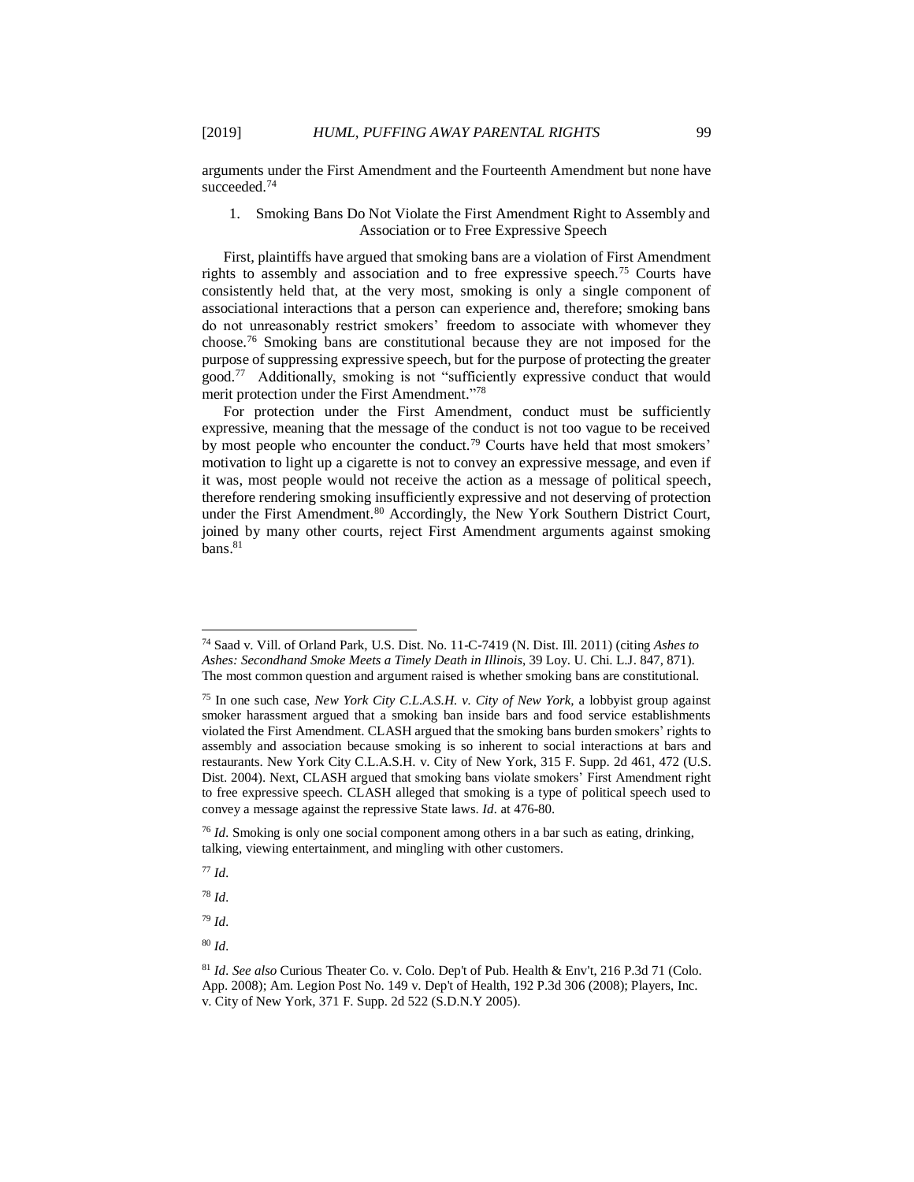arguments under the First Amendment and the Fourteenth Amendment but none have succeeded.[74]

### 1. Smoking Bans Do Not Violate the First Amendment Right to Assembly and Association or to Free Expressive Speech

First, plaintiffs have argued that smoking bans are a violation of First Amendment rights to assembly and association and to free expressive speech.[75] Courts have consistently held that, at the very most, smoking is only a single component of associational interactions that a person can experience and, therefore; smoking bans do not unreasonably restrict smokers' freedom to associate with whomever they choose.[76] Smoking bans are constitutional because they are not imposed for the purpose of suppressing expressive speech, but for the purpose of protecting the greater good.[77] Additionally, smoking is not "sufficiently expressive conduct that would merit protection under the First Amendment."[78]

For protection under the First Amendment, conduct must be sufficiently expressive, meaning that the message of the conduct is not too vague to be received by most people who encounter the conduct.[79] Courts have held that most smokers' motivation to light up a cigarette is not to convey an expressive message, and even if it was, most people would not receive the action as a message of political speech, therefore rendering smoking insufficiently expressive and not deserving of protection under the First Amendment.[80] Accordingly, the New York Southern District Court, joined by many other courts, reject First Amendment arguments against smoking bans.[81]

---

[74] Saad v. Vill. of Orland Park, U.S. Dist. No. 11-C-7419 (N. Dist. Ill. 2011) (citing *Ashes to Ashes: Secondhand Smoke Meets a Timely Death in Illinois*, 39 Loy. U. Chi. L.J. 847, 871). The most common question and argument raised is whether smoking bans are constitutional.

[75] In one such case, *New York City C.L.A.S.H. v. City of New York*, a lobbyist group against smoker harassment argued that a smoking ban inside bars and food service establishments violated the First Amendment. CLASH argued that the smoking bans burden smokers' rights to assembly and association because smoking is so inherent to social interactions at bars and restaurants. New York City C.L.A.S.H. v. City of New York, 315 F. Supp. 2d 461, 472 (U.S. Dist. 2004). Next, CLASH argued that smoking bans violate smokers' First Amendment right to free expressive speech. CLASH alleged that smoking is a type of political speech used to convey a message against the repressive State laws. *Id*. at 476-80.

[76] *Id*. Smoking is only one social component among others in a bar such as eating, drinking, talking, viewing entertainment, and mingling with other customers.

[77] *Id*.

[78] *Id*.

[79] *Id*.

[80] *Id*.

[81] *Id*. *See also* Curious Theater Co. v. Colo. Dep't of Pub. Health & Env't, 216 P.3d 71 (Colo. App. 2008); Am. Legion Post No. 149 v. Dep't of Health, 192 P.3d 306 (2008); Players, Inc. v. City of New York, 371 F. Supp. 2d 522 (S.D.N.Y 2005).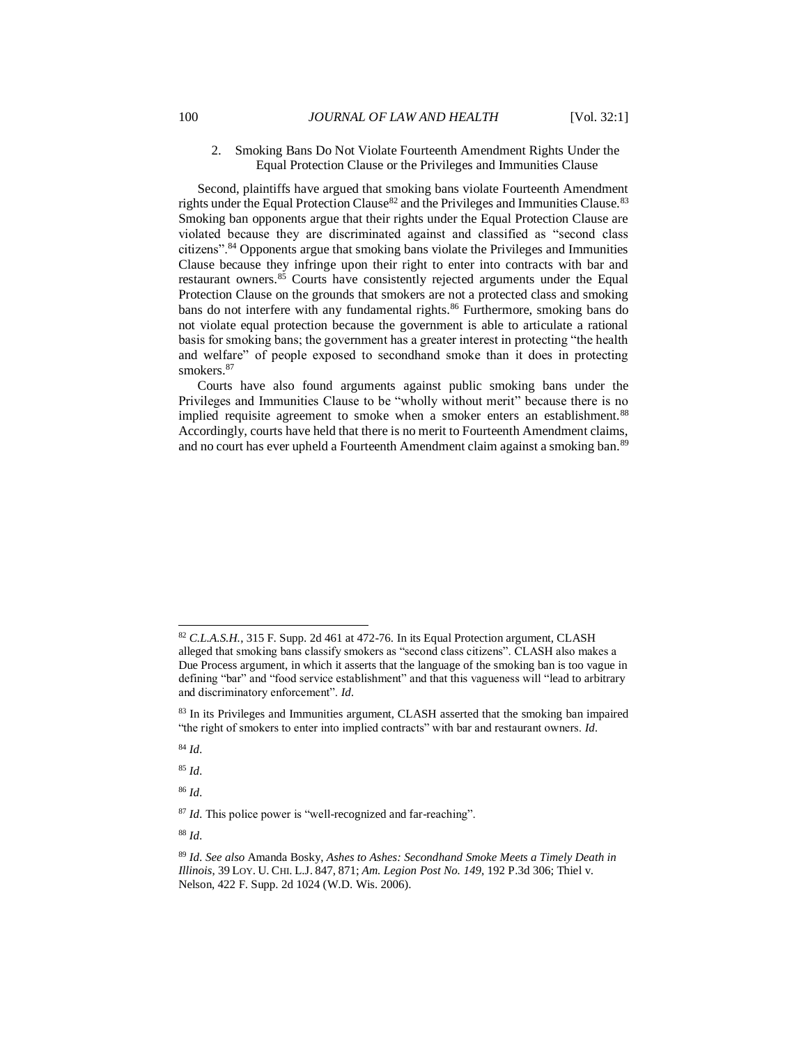### 2. Smoking Bans Do Not Violate Fourteenth Amendment Rights Under the Equal Protection Clause or the Privileges and Immunities Clause

Second, plaintiffs have argued that smoking bans violate Fourteenth Amendment rights under the Equal Protection Clause[82] and the Privileges and Immunities Clause.[83] Smoking ban opponents argue that their rights under the Equal Protection Clause are violated because they are discriminated against and classified as "second class citizens".[84] Opponents argue that smoking bans violate the Privileges and Immunities Clause because they infringe upon their right to enter into contracts with bar and restaurant owners.[85] Courts have consistently rejected arguments under the Equal Protection Clause on the grounds that smokers are not a protected class and smoking bans do not interfere with any fundamental rights.[86] Furthermore, smoking bans do not violate equal protection because the government is able to articulate a rational basis for smoking bans; the government has a greater interest in protecting "the health and welfare" of people exposed to secondhand smoke than it does in protecting smokers.[87]

Courts have also found arguments against public smoking bans under the Privileges and Immunities Clause to be "wholly without merit" because there is no implied requisite agreement to smoke when a smoker enters an establishment.[88] Accordingly, courts have held that there is no merit to Fourteenth Amendment claims, and no court has ever upheld a Fourteenth Amendment claim against a smoking ban.[89]

---

[82] *C.L.A.S.H.*, 315 F. Supp. 2d 461 at 472-76. In its Equal Protection argument, CLASH alleged that smoking bans classify smokers as "second class citizens". CLASH also makes a Due Process argument, in which it asserts that the language of the smoking ban is too vague in defining "bar" and "food service establishment" and that this vagueness will "lead to arbitrary and discriminatory enforcement". *Id*.

[83] In its Privileges and Immunities argument, CLASH asserted that the smoking ban impaired "the right of smokers to enter into implied contracts" with bar and restaurant owners. *Id*.

[84] *Id*.

[85] *Id*.

[86] *Id*.

[87] *Id*. This police power is "well-recognized and far-reaching".

[88] *Id*.

[89] *Id*. *See also* Amanda Bosky, *Ashes to Ashes: Secondhand Smoke Meets a Timely Death in Illinois*, 39 LOY. U. CHI. L.J. 847, 871; *Am. Legion Post No. 149*, 192 P.3d 306; Thiel v. Nelson, 422 F. Supp. 2d 1024 (W.D. Wis. 2006).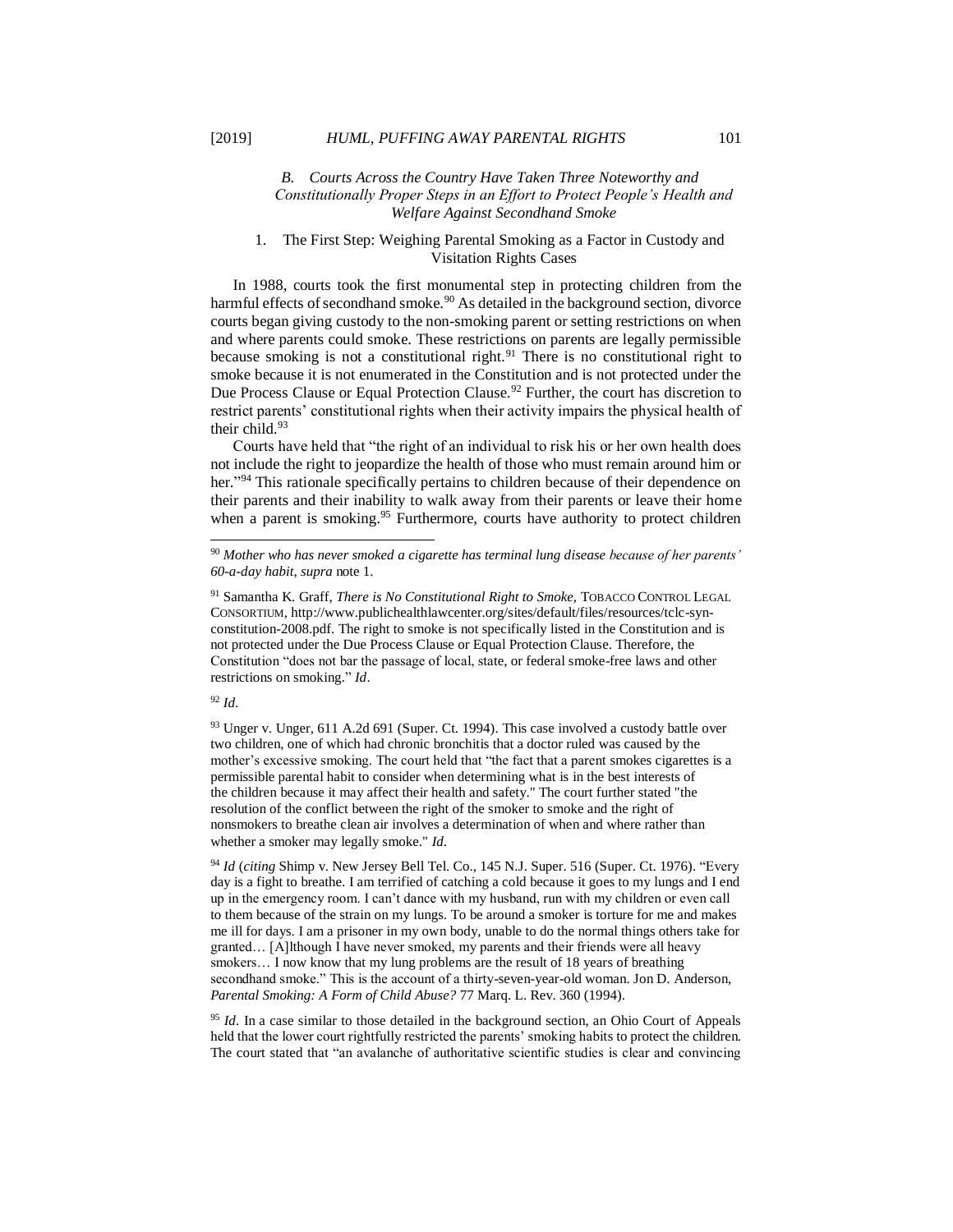### *B. Courts Across the Country Have Taken Three Noteworthy and Constitutionally Proper Steps in an Effort to Protect People's Health and Welfare Against Secondhand Smoke*

#### 1. The First Step: Weighing Parental Smoking as a Factor in Custody and Visitation Rights Cases

In 1988, courts took the first monumental step in protecting children from the harmful effects of secondhand smoke.[90] As detailed in the background section, divorce courts began giving custody to the non-smoking parent or setting restrictions on when and where parents could smoke. These restrictions on parents are legally permissible because smoking is not a constitutional right.[91] There is no constitutional right to smoke because it is not enumerated in the Constitution and is not protected under the Due Process Clause or Equal Protection Clause.[92] Further, the court has discretion to restrict parents' constitutional rights when their activity impairs the physical health of their child.[93]

Courts have held that "the right of an individual to risk his or her own health does not include the right to jeopardize the health of those who must remain around him or her."[94] This rationale specifically pertains to children because of their dependence on their parents and their inability to walk away from their parents or leave their home when a parent is smoking.[95] Furthermore, courts have authority to protect children

---

[90] *Mother who has never smoked a cigarette has terminal lung disease because of her parents' 60-a-day habit*, *supra* note 1.

[91] Samantha K. Graff, *There is No Constitutional Right to Smoke*, TOBACCO CONTROL LEGAL CONSORTIUM, http://www.publichealthlawcenter.org/sites/default/files/resources/tclc-syn-constitution-2008.pdf. The right to smoke is not specifically listed in the Constitution and is not protected under the Due Process Clause or Equal Protection Clause. Therefore, the Constitution "does not bar the passage of local, state, or federal smoke-free laws and other restrictions on smoking." *Id*.

[92] *Id*.

[93] Unger v. Unger, 611 A.2d 691 (Super. Ct. 1994). This case involved a custody battle over two children, one of which had chronic bronchitis that a doctor ruled was caused by the mother's excessive smoking. The court held that "the fact that a parent smokes cigarettes is a permissible parental habit to consider when determining what is in the best interests of the children because it may affect their health and safety." The court further stated "the resolution of the conflict between the right of the smoker to smoke and the right of nonsmokers to breathe clean air involves a determination of when and where rather than whether a smoker may legally smoke." *Id*.

[94] *Id* (*citing* Shimp v. New Jersey Bell Tel. Co., 145 N.J. Super. 516 (Super. Ct. 1976). "Every day is a fight to breathe. I am terrified of catching a cold because it goes to my lungs and I end up in the emergency room. I can't dance with my husband, run with my children or even call to them because of the strain on my lungs. To be around a smoker is torture for me and makes me ill for days. I am a prisoner in my own body, unable to do the normal things others take for granted… [A]lthough I have never smoked, my parents and their friends were all heavy smokers… I now know that my lung problems are the result of 18 years of breathing secondhand smoke." This is the account of a thirty-seven-year-old woman. Jon D. Anderson, *Parental Smoking: A Form of Child Abuse?* 77 Marq. L. Rev. 360 (1994).

[95] *Id*. In a case similar to those detailed in the background section, an Ohio Court of Appeals held that the lower court rightfully restricted the parents' smoking habits to protect the children. The court stated that "an avalanche of authoritative scientific studies is clear and convincing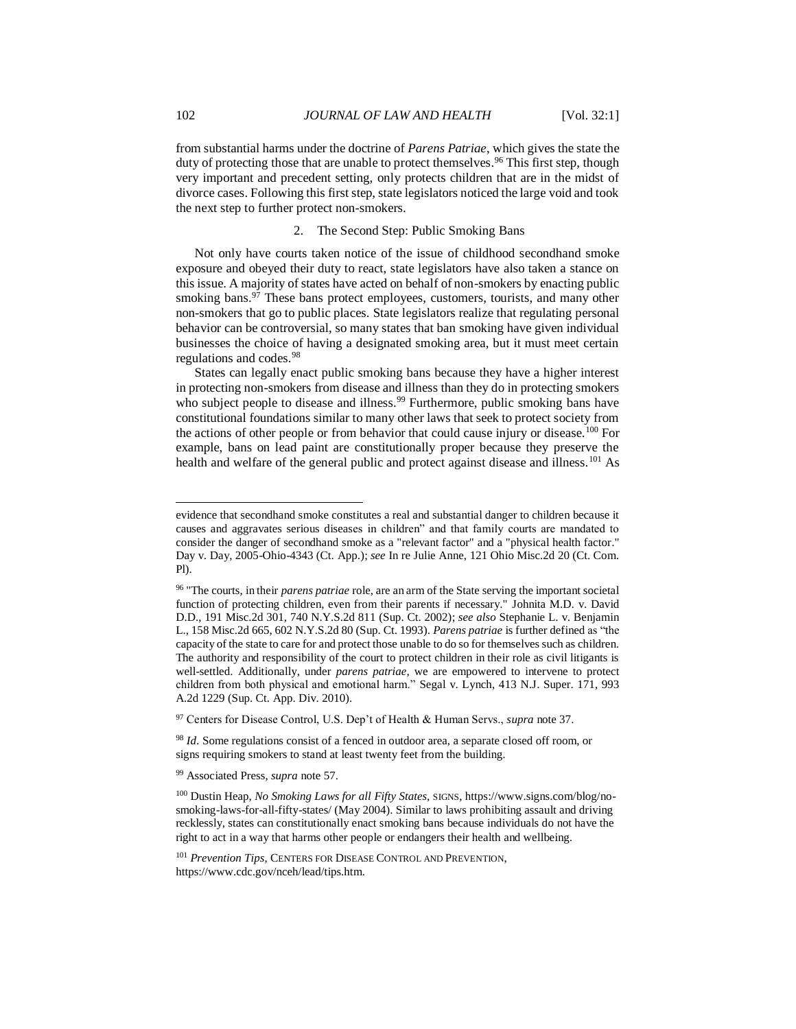from substantial harms under the doctrine of *Parens Patriae*, which gives the state the duty of protecting those that are unable to protect themselves.[96] This first step, though very important and precedent setting, only protects children that are in the midst of divorce cases. Following this first step, state legislators noticed the large void and took the next step to further protect non-smokers.

### 2. The Second Step: Public Smoking Bans

Not only have courts taken notice of the issue of childhood secondhand smoke exposure and obeyed their duty to react, state legislators have also taken a stance on this issue. A majority of states have acted on behalf of non-smokers by enacting public smoking bans.[97] These bans protect employees, customers, tourists, and many other non-smokers that go to public places. State legislators realize that regulating personal behavior can be controversial, so many states that ban smoking have given individual businesses the choice of having a designated smoking area, but it must meet certain regulations and codes.[98]

States can legally enact public smoking bans because they have a higher interest in protecting non-smokers from disease and illness than they do in protecting smokers who subject people to disease and illness.[99] Furthermore, public smoking bans have constitutional foundations similar to many other laws that seek to protect society from the actions of other people or from behavior that could cause injury or disease.[100] For example, bans on lead paint are constitutionally proper because they preserve the health and welfare of the general public and protect against disease and illness.[101] As

---

evidence that secondhand smoke constitutes a real and substantial danger to children because it causes and aggravates serious diseases in children" and that family courts are mandated to consider the danger of secondhand smoke as a "relevant factor" and a "physical health factor." Day v. Day, 2005-Ohio-4343 (Ct. App.); *see* In re Julie Anne, 121 Ohio Misc.2d 20 (Ct. Com. Pl).

[96] "The courts, in their *parens patriae* role, are an arm of the State serving the important societal function of protecting children, even from their parents if necessary." Johnita M.D. v. David D.D., 191 Misc.2d 301, 740 N.Y.S.2d 811 (Sup. Ct. 2002); *see also* Stephanie L. v. Benjamin L., 158 Misc.2d 665, 602 N.Y.S.2d 80 (Sup. Ct. 1993). *Parens patriae* is further defined as "the capacity of the state to care for and protect those unable to do so for themselves such as children. The authority and responsibility of the court to protect children in their role as civil litigants is well-settled. Additionally, under *parens patriae*, we are empowered to intervene to protect children from both physical and emotional harm." Segal v. Lynch, 413 N.J. Super. 171, 993 A.2d 1229 (Sup. Ct. App. Div. 2010).

[97] Centers for Disease Control, U.S. Dep't of Health & Human Servs., *supra* note 37.

[98] *Id*. Some regulations consist of a fenced in outdoor area, a separate closed off room, or signs requiring smokers to stand at least twenty feet from the building.

[99] Associated Press, *supra* note 57.

[100] Dustin Heap, *No Smoking Laws for all Fifty States*, SIGNS, https://www.signs.com/blog/no-smoking-laws-for-all-fifty-states/ (May 2004). Similar to laws prohibiting assault and driving recklessly, states can constitutionally enact smoking bans because individuals do not have the right to act in a way that harms other people or endangers their health and wellbeing.

[101] *Prevention Tips*, CENTERS FOR DISEASE CONTROL AND PREVENTION, https://www.cdc.gov/nceh/lead/tips.htm.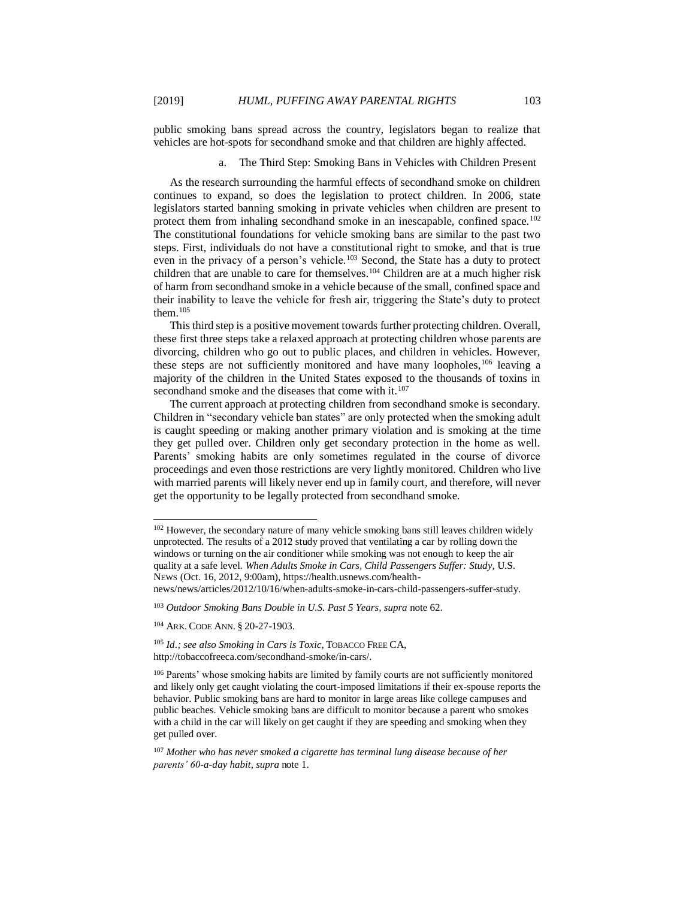public smoking bans spread across the country, legislators began to realize that vehicles are hot-spots for secondhand smoke and that children are highly affected.

#### a. The Third Step: Smoking Bans in Vehicles with Children Present

As the research surrounding the harmful effects of secondhand smoke on children continues to expand, so does the legislation to protect children. In 2006, state legislators started banning smoking in private vehicles when children are present to protect them from inhaling secondhand smoke in an inescapable, confined space.[102] The constitutional foundations for vehicle smoking bans are similar to the past two steps. First, individuals do not have a constitutional right to smoke, and that is true even in the privacy of a person's vehicle.[103] Second, the State has a duty to protect children that are unable to care for themselves.[104] Children are at a much higher risk of harm from secondhand smoke in a vehicle because of the small, confined space and their inability to leave the vehicle for fresh air, triggering the State's duty to protect them.[105]

This third step is a positive movement towards further protecting children. Overall, these first three steps take a relaxed approach at protecting children whose parents are divorcing, children who go out to public places, and children in vehicles. However, these steps are not sufficiently monitored and have many loopholes,[106] leaving a majority of the children in the United States exposed to the thousands of toxins in secondhand smoke and the diseases that come with it.[107]

The current approach at protecting children from secondhand smoke is secondary. Children in "secondary vehicle ban states" are only protected when the smoking adult is caught speeding or making another primary violation and is smoking at the time they get pulled over. Children only get secondary protection in the home as well. Parents' smoking habits are only sometimes regulated in the course of divorce proceedings and even those restrictions are very lightly monitored. Children who live with married parents will likely never end up in family court, and therefore, will never get the opportunity to be legally protected from secondhand smoke.

---

[102] However, the secondary nature of many vehicle smoking bans still leaves children widely unprotected. The results of a 2012 study proved that ventilating a car by rolling down the windows or turning on the air conditioner while smoking was not enough to keep the air quality at a safe level. *When Adults Smoke in Cars, Child Passengers Suffer: Study*, U.S. NEWS (Oct. 16, 2012, 9:00am), https://health.usnews.com/health-news/news/articles/2012/10/16/when-adults-smoke-in-cars-child-passengers-suffer-study.

[103] *Outdoor Smoking Bans Double in U.S. Past 5 Years*, *supra* note 62.

[104] ARK. CODE ANN. § 20-27-1903.

[105] *Id.; see also Smoking in Cars is Toxic*, TOBACCO FREE CA, http://tobaccofreeca.com/secondhand-smoke/in-cars/.

[106] Parents' whose smoking habits are limited by family courts are not sufficiently monitored and likely only get caught violating the court-imposed limitations if their ex-spouse reports the behavior. Public smoking bans are hard to monitor in large areas like college campuses and public beaches. Vehicle smoking bans are difficult to monitor because a parent who smokes with a child in the car will likely on get caught if they are speeding and smoking when they get pulled over.

[107] *Mother who has never smoked a cigarette has terminal lung disease because of her parents' 60-a-day habit*, *supra* note 1.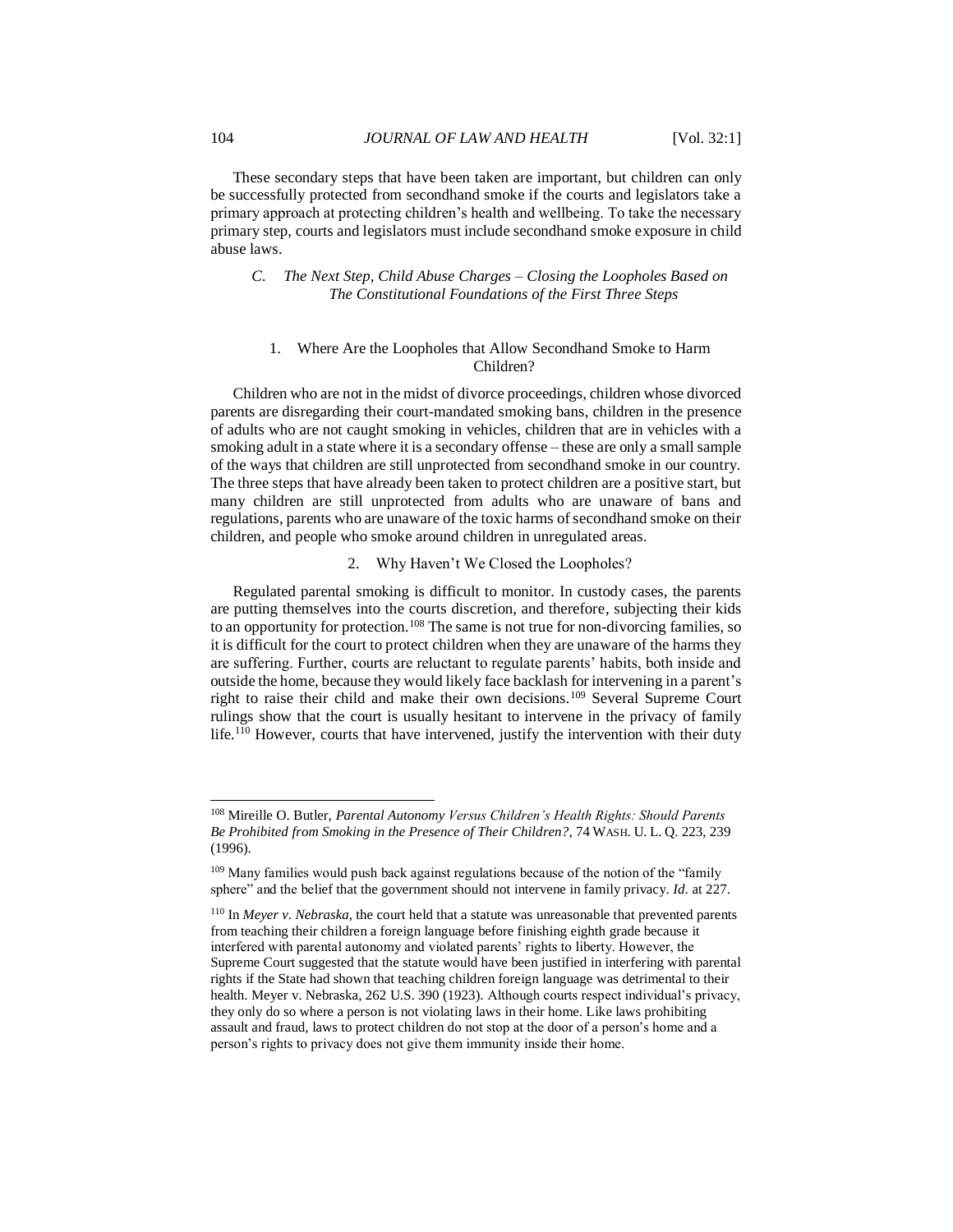These secondary steps that have been taken are important, but children can only be successfully protected from secondhand smoke if the courts and legislators take a primary approach at protecting children's health and wellbeing. To take the necessary primary step, courts and legislators must include secondhand smoke exposure in child abuse laws.

### *C. The Next Step, Child Abuse Charges – Closing the Loopholes Based on The Constitutional Foundations of the First Three Steps*

#### 1. Where Are the Loopholes that Allow Secondhand Smoke to Harm Children?

Children who are not in the midst of divorce proceedings, children whose divorced parents are disregarding their court-mandated smoking bans, children in the presence of adults who are not caught smoking in vehicles, children that are in vehicles with a smoking adult in a state where it is a secondary offense – these are only a small sample of the ways that children are still unprotected from secondhand smoke in our country. The three steps that have already been taken to protect children are a positive start, but many children are still unprotected from adults who are unaware of bans and regulations, parents who are unaware of the toxic harms of secondhand smoke on their children, and people who smoke around children in unregulated areas.

#### 2. Why Haven't We Closed the Loopholes?

Regulated parental smoking is difficult to monitor. In custody cases, the parents are putting themselves into the courts discretion, and therefore, subjecting their kids to an opportunity for protection.[108] The same is not true for non-divorcing families, so it is difficult for the court to protect children when they are unaware of the harms they are suffering. Further, courts are reluctant to regulate parents' habits, both inside and outside the home, because they would likely face backlash for intervening in a parent's right to raise their child and make their own decisions.[109] Several Supreme Court rulings show that the court is usually hesitant to intervene in the privacy of family life.[110] However, courts that have intervened, justify the intervention with their duty

---

[108] Mireille O. Butler, *Parental Autonomy Versus Children's Health Rights: Should Parents Be Prohibited from Smoking in the Presence of Their Children?*, 74 WASH. U. L. Q. 223, 239 (1996).

[109] Many families would push back against regulations because of the notion of the "family sphere" and the belief that the government should not intervene in family privacy. *Id*. at 227.

[110] In *Meyer v. Nebraska*, the court held that a statute was unreasonable that prevented parents from teaching their children a foreign language before finishing eighth grade because it interfered with parental autonomy and violated parents' rights to liberty. However, the Supreme Court suggested that the statute would have been justified in interfering with parental rights if the State had shown that teaching children foreign language was detrimental to their health. Meyer v. Nebraska, 262 U.S. 390 (1923). Although courts respect individual's privacy, they only do so where a person is not violating laws in their home. Like laws prohibiting assault and fraud, laws to protect children do not stop at the door of a person's home and a person's rights to privacy does not give them immunity inside their home.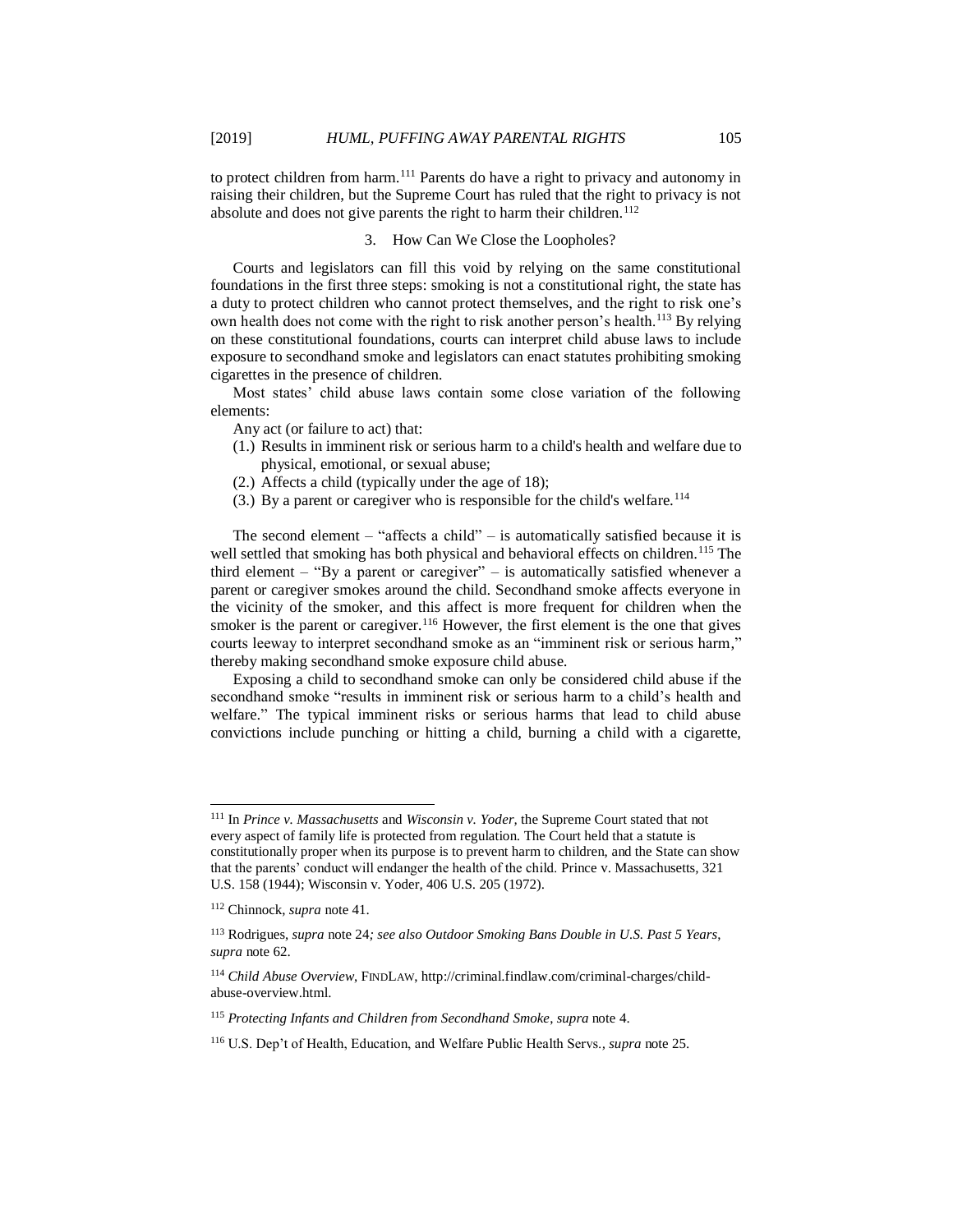to protect children from harm.[111] Parents do have a right to privacy and autonomy in raising their children, but the Supreme Court has ruled that the right to privacy is not absolute and does not give parents the right to harm their children.[112]

### 3. How Can We Close the Loopholes?

Courts and legislators can fill this void by relying on the same constitutional foundations in the first three steps: smoking is not a constitutional right, the state has a duty to protect children who cannot protect themselves, and the right to risk one's own health does not come with the right to risk another person's health.[113] By relying on these constitutional foundations, courts can interpret child abuse laws to include exposure to secondhand smoke and legislators can enact statutes prohibiting smoking cigarettes in the presence of children.

Most states' child abuse laws contain some close variation of the following elements:

Any act (or failure to act) that:

(1.) Results in imminent risk or serious harm to a child's health and welfare due to physical, emotional, or sexual abuse;
(2.) Affects a child (typically under the age of 18);
(3.) By a parent or caregiver who is responsible for the child's welfare.[114]

The second element – "affects a child" – is automatically satisfied because it is well settled that smoking has both physical and behavioral effects on children.[115] The third element – "By a parent or caregiver" – is automatically satisfied whenever a parent or caregiver smokes around the child. Secondhand smoke affects everyone in the vicinity of the smoker, and this affect is more frequent for children when the smoker is the parent or caregiver.[116] However, the first element is the one that gives courts leeway to interpret secondhand smoke as an "imminent risk or serious harm," thereby making secondhand smoke exposure child abuse.

Exposing a child to secondhand smoke can only be considered child abuse if the secondhand smoke "results in imminent risk or serious harm to a child's health and welfare." The typical imminent risks or serious harms that lead to child abuse convictions include punching or hitting a child, burning a child with a cigarette,

---

[111] In *Prince v. Massachusetts* and *Wisconsin v. Yoder*, the Supreme Court stated that not every aspect of family life is protected from regulation. The Court held that a statute is constitutionally proper when its purpose is to prevent harm to children, and the State can show that the parents' conduct will endanger the health of the child. Prince v. Massachusetts, 321 U.S. 158 (1944); Wisconsin v. Yoder, 406 U.S. 205 (1972).

[112] Chinnock, *supra* note 41.

[113] Rodrigues, *supra* note 24*; see also Outdoor Smoking Bans Double in U.S. Past 5 Years*, *supra* note 62.

[114] *Child Abuse Overview*, FINDLAW, http://criminal.findlaw.com/criminal-charges/child-abuse-overview.html.

[115] *Protecting Infants and Children from Secondhand Smoke*, *supra* note 4.

[116] U.S. Dep't of Health, Education, and Welfare Public Health Servs., *supra* note 25.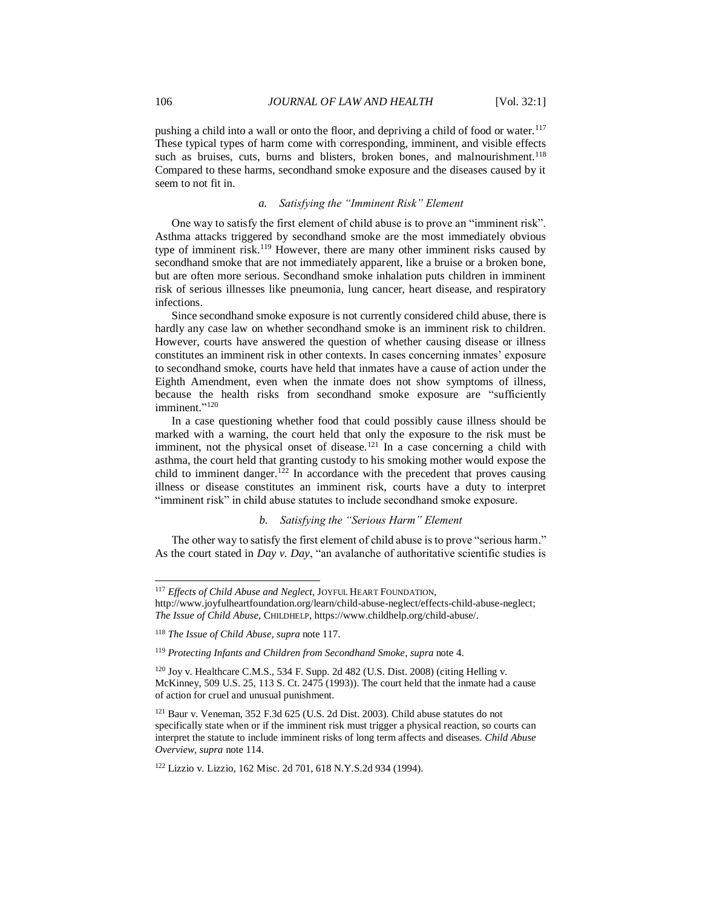pushing a child into a wall or onto the floor, and depriving a child of food or water.[117] These typical types of harm come with corresponding, imminent, and visible effects such as bruises, cuts, burns and blisters, broken bones, and malnourishment.[118] Compared to these harms, secondhand smoke exposure and the diseases caused by it seem to not fit in.

### *a. Satisfying the "Imminent Risk" Element*

One way to satisfy the first element of child abuse is to prove an "imminent risk". Asthma attacks triggered by secondhand smoke are the most immediately obvious type of imminent risk.[119] However, there are many other imminent risks caused by secondhand smoke that are not immediately apparent, like a bruise or a broken bone, but are often more serious. Secondhand smoke inhalation puts children in imminent risk of serious illnesses like pneumonia, lung cancer, heart disease, and respiratory infections.

Since secondhand smoke exposure is not currently considered child abuse, there is hardly any case law on whether secondhand smoke is an imminent risk to children. However, courts have answered the question of whether causing disease or illness constitutes an imminent risk in other contexts. In cases concerning inmates' exposure to secondhand smoke, courts have held that inmates have a cause of action under the Eighth Amendment, even when the inmate does not show symptoms of illness, because the health risks from secondhand smoke exposure are "sufficiently imminent."[120]

In a case questioning whether food that could possibly cause illness should be marked with a warning, the court held that only the exposure to the risk must be imminent, not the physical onset of disease.[121] In a case concerning a child with asthma, the court held that granting custody to his smoking mother would expose the child to imminent danger.[122] In accordance with the precedent that proves causing illness or disease constitutes an imminent risk, courts have a duty to interpret "imminent risk" in child abuse statutes to include secondhand smoke exposure.

### *b. Satisfying the "Serious Harm" Element*

The other way to satisfy the first element of child abuse is to prove "serious harm." As the court stated in *Day v. Day*, "an avalanche of authoritative scientific studies is

---

[117] *Effects of Child Abuse and Neglect*, JOYFUL HEART FOUNDATION, http://www.joyfulheartfoundation.org/learn/child-abuse-neglect/effects-child-abuse-neglect; *The Issue of Child Abuse*, CHILDHELP, https://www.childhelp.org/child-abuse/.

[118] *The Issue of Child Abuse*, *supra* note 117.

[119] *Protecting Infants and Children from Secondhand Smoke*, *supra* note 4.

[120] Joy v. Healthcare C.M.S., 534 F. Supp. 2d 482 (U.S. Dist. 2008) (citing Helling v. McKinney, 509 U.S. 25, 113 S. Ct. 2475 (1993)). The court held that the inmate had a cause of action for cruel and unusual punishment.

[121] Baur v. Veneman, 352 F.3d 625 (U.S. 2d Dist. 2003). Child abuse statutes do not specifically state when or if the imminent risk must trigger a physical reaction, so courts can interpret the statute to include imminent risks of long term affects and diseases. *Child Abuse Overview*, *supra* note 114.

[122] Lizzio v. Lizzio, 162 Misc. 2d 701, 618 N.Y.S.2d 934 (1994).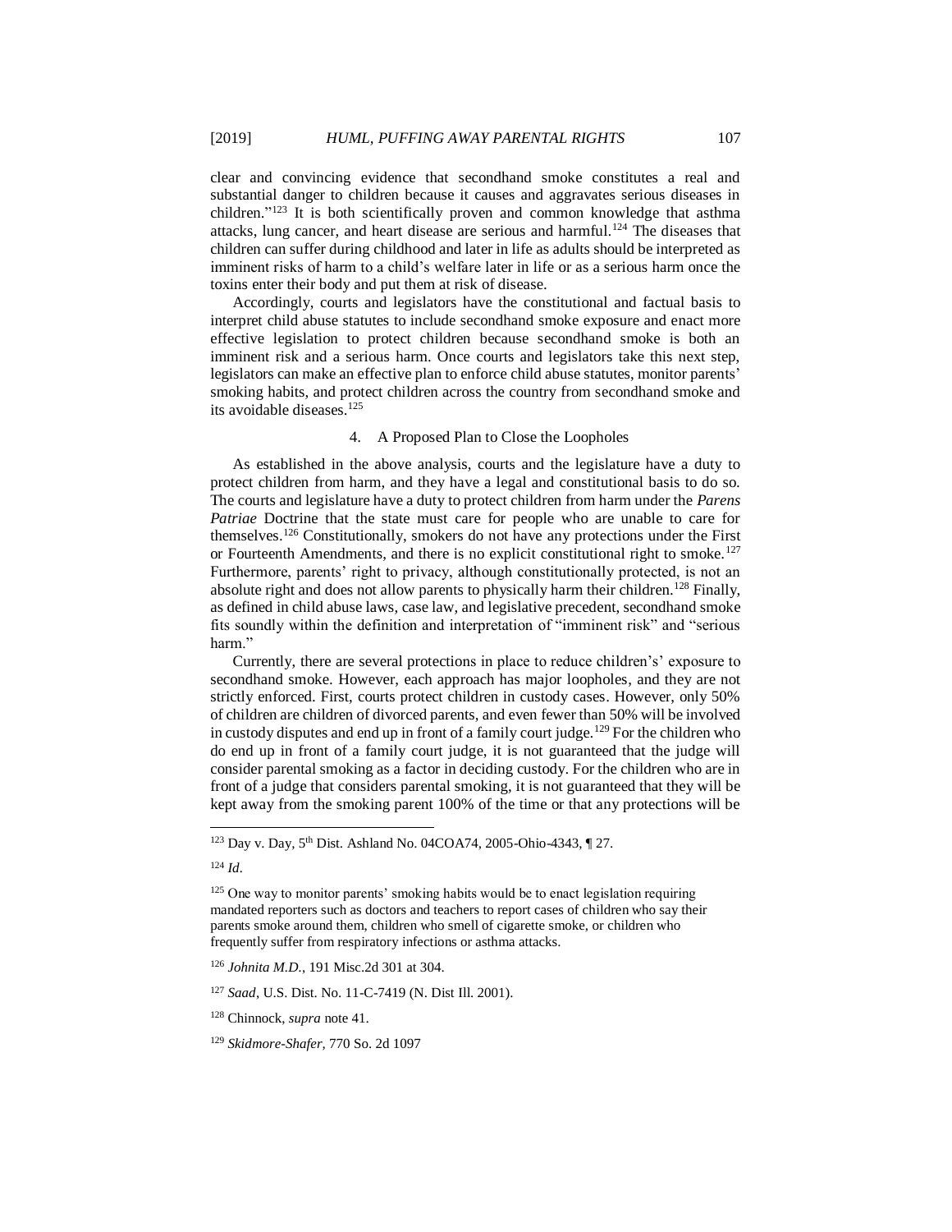clear and convincing evidence that secondhand smoke constitutes a real and substantial danger to children because it causes and aggravates serious diseases in children."[123] It is both scientifically proven and common knowledge that asthma attacks, lung cancer, and heart disease are serious and harmful.[124] The diseases that children can suffer during childhood and later in life as adults should be interpreted as imminent risks of harm to a child's welfare later in life or as a serious harm once the toxins enter their body and put them at risk of disease.

Accordingly, courts and legislators have the constitutional and factual basis to interpret child abuse statutes to include secondhand smoke exposure and enact more effective legislation to protect children because secondhand smoke is both an imminent risk and a serious harm. Once courts and legislators take this next step, legislators can make an effective plan to enforce child abuse statutes, monitor parents' smoking habits, and protect children across the country from secondhand smoke and its avoidable diseases.[125]

#### 4. A Proposed Plan to Close the Loopholes

As established in the above analysis, courts and the legislature have a duty to protect children from harm, and they have a legal and constitutional basis to do so. The courts and legislature have a duty to protect children from harm under the *Parens Patriae* Doctrine that the state must care for people who are unable to care for themselves.[126] Constitutionally, smokers do not have any protections under the First or Fourteenth Amendments, and there is no explicit constitutional right to smoke.[127] Furthermore, parents' right to privacy, although constitutionally protected, is not an absolute right and does not allow parents to physically harm their children.[128] Finally, as defined in child abuse laws, case law, and legislative precedent, secondhand smoke fits soundly within the definition and interpretation of "imminent risk" and "serious harm."

Currently, there are several protections in place to reduce childrens' exposure to secondhand smoke. However, each approach has major loopholes, and they are not strictly enforced. First, courts protect children in custody cases. However, only 50% of children are children of divorced parents, and even fewer than 50% will be involved in custody disputes and end up in front of a family court judge.[129] For the children who do end up in front of a family court judge, it is not guaranteed that the judge will consider parental smoking as a factor in deciding custody. For the children who are in front of a judge that considers parental smoking, it is not guaranteed that they will be kept away from the smoking parent 100% of the time or that any protections will be

---

[123] Day v. Day, 5th Dist. Ashland No. 04COA74, 2005-Ohio-4343, ¶ 27.

[124] *Id*.

[125] One way to monitor parents' smoking habits would be to enact legislation requiring mandated reporters such as doctors and teachers to report cases of children who say their parents smoke around them, children who smell of cigarette smoke, or children who frequently suffer from respiratory infections or asthma attacks.

[126] *Johnita M.D.*, 191 Misc.2d 301 at 304.

[127] *Saad*, U.S. Dist. No. 11-C-7419 (N. Dist Ill. 2001).

[128] Chinnock, *supra* note 41.

[129] *Skidmore-Shafer*, 770 So. 2d 1097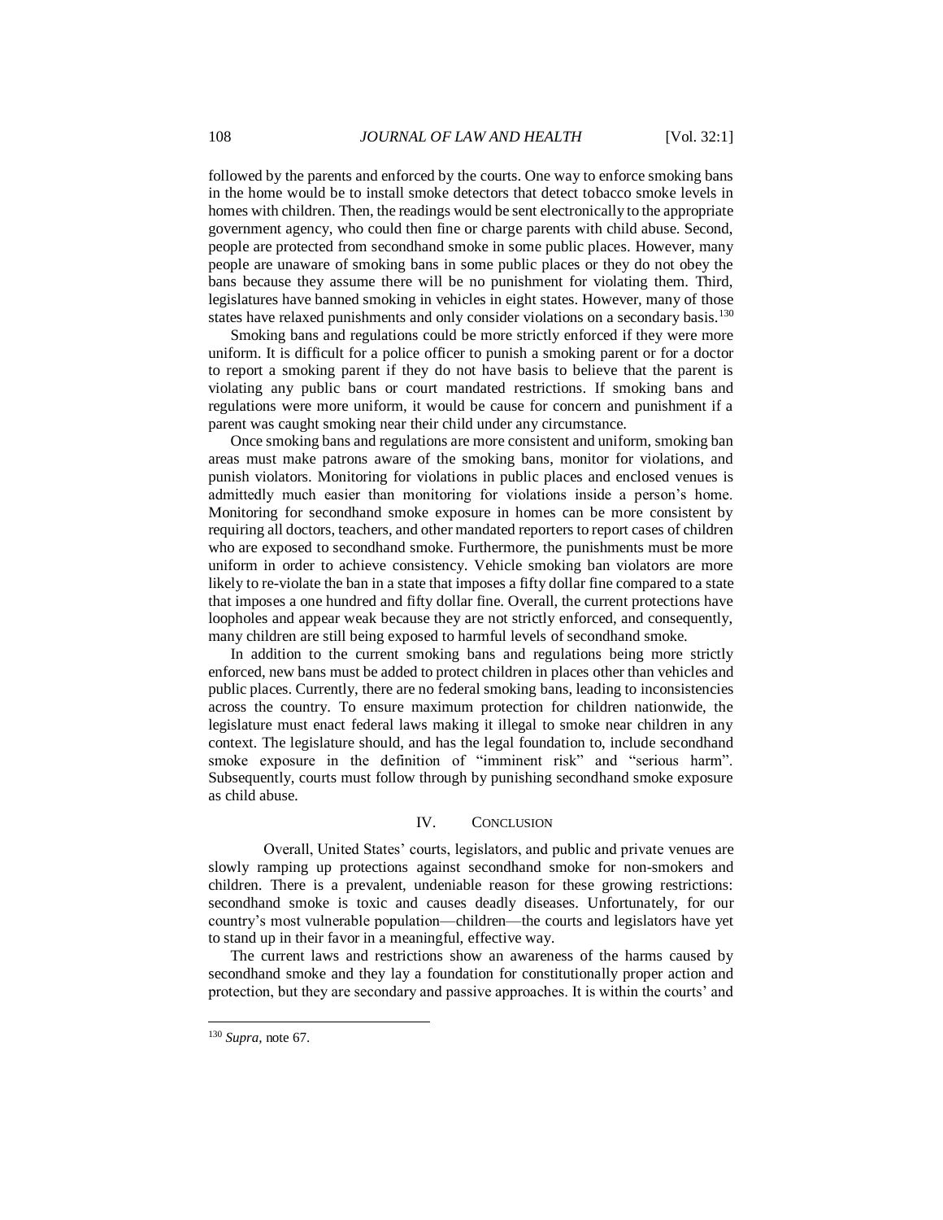followed by the parents and enforced by the courts. One way to enforce smoking bans in the home would be to install smoke detectors that detect tobacco smoke levels in homes with children. Then, the readings would be sent electronically to the appropriate government agency, who could then fine or charge parents with child abuse. Second, people are protected from secondhand smoke in some public places. However, many people are unaware of smoking bans in some public places or they do not obey the bans because they assume there will be no punishment for violating them. Third, legislatures have banned smoking in vehicles in eight states. However, many of those states have relaxed punishments and only consider violations on a secondary basis.[130]

Smoking bans and regulations could be more strictly enforced if they were more uniform. It is difficult for a police officer to punish a smoking parent or for a doctor to report a smoking parent if they do not have basis to believe that the parent is violating any public bans or court mandated restrictions. If smoking bans and regulations were more uniform, it would be cause for concern and punishment if a parent was caught smoking near their child under any circumstance.

Once smoking bans and regulations are more consistent and uniform, smoking ban areas must make patrons aware of the smoking bans, monitor for violations, and punish violators. Monitoring for violations in public places and enclosed venues is admittedly much easier than monitoring for violations inside a person's home. Monitoring for secondhand smoke exposure in homes can be more consistent by requiring all doctors, teachers, and other mandated reporters to report cases of children who are exposed to secondhand smoke. Furthermore, the punishments must be more uniform in order to achieve consistency. Vehicle smoking ban violators are more likely to re-violate the ban in a state that imposes a fifty dollar fine compared to a state that imposes a one hundred and fifty dollar fine. Overall, the current protections have loopholes and appear weak because they are not strictly enforced, and consequently, many children are still being exposed to harmful levels of secondhand smoke.

In addition to the current smoking bans and regulations being more strictly enforced, new bans must be added to protect children in places other than vehicles and public places. Currently, there are no federal smoking bans, leading to inconsistencies across the country. To ensure maximum protection for children nationwide, the legislature must enact federal laws making it illegal to smoke near children in any context. The legislature should, and has the legal foundation to, include secondhand smoke exposure in the definition of "imminent risk" and "serious harm". Subsequently, courts must follow through by punishing secondhand smoke exposure as child abuse.

## IV. Conclusion

Overall, United States' courts, legislators, and public and private venues are slowly ramping up protections against secondhand smoke for non-smokers and children. There is a prevalent, undeniable reason for these growing restrictions: secondhand smoke is toxic and causes deadly diseases. Unfortunately, for our country's most vulnerable population—children—the courts and legislators have yet to stand up in their favor in a meaningful, effective way.

The current laws and restrictions show an awareness of the harms caused by secondhand smoke and they lay a foundation for constitutionally proper action and protection, but they are secondary and passive approaches. It is within the courts' and

[130] *Supra*, note 67.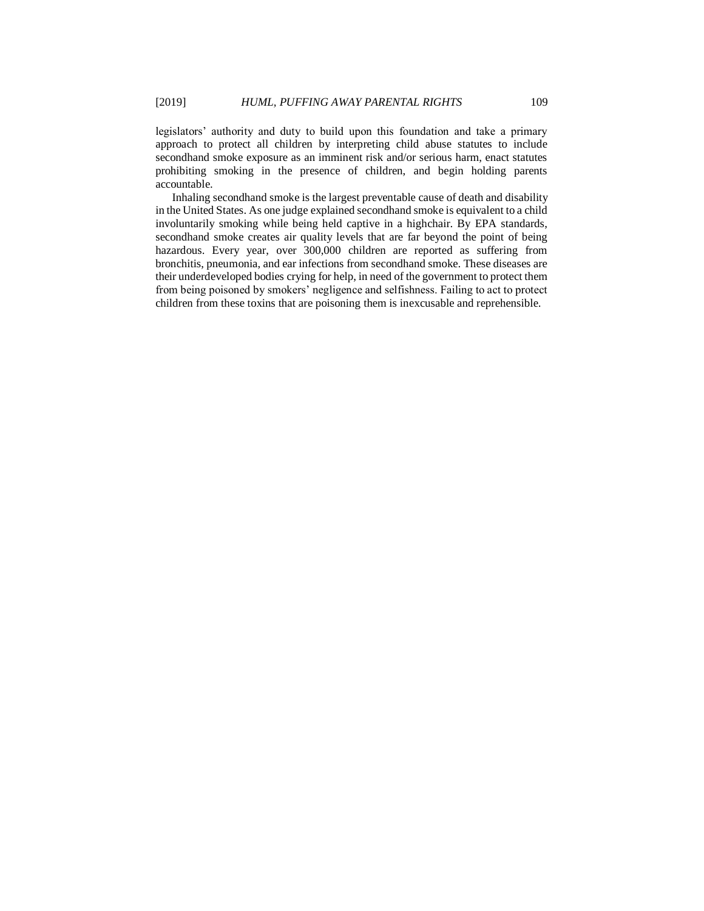legislators' authority and duty to build upon this foundation and take a primary approach to protect all children by interpreting child abuse statutes to include secondhand smoke exposure as an imminent risk and/or serious harm, enact statutes prohibiting smoking in the presence of children, and begin holding parents accountable.

Inhaling secondhand smoke is the largest preventable cause of death and disability in the United States. As one judge explained secondhand smoke is equivalent to a child involuntarily smoking while being held captive in a highchair. By EPA standards, secondhand smoke creates air quality levels that are far beyond the point of being hazardous. Every year, over 300,000 children are reported as suffering from bronchitis, pneumonia, and ear infections from secondhand smoke. These diseases are their underdeveloped bodies crying for help, in need of the government to protect them from being poisoned by smokers' negligence and selfishness. Failing to act to protect children from these toxins that are poisoning them is inexcusable and reprehensible.